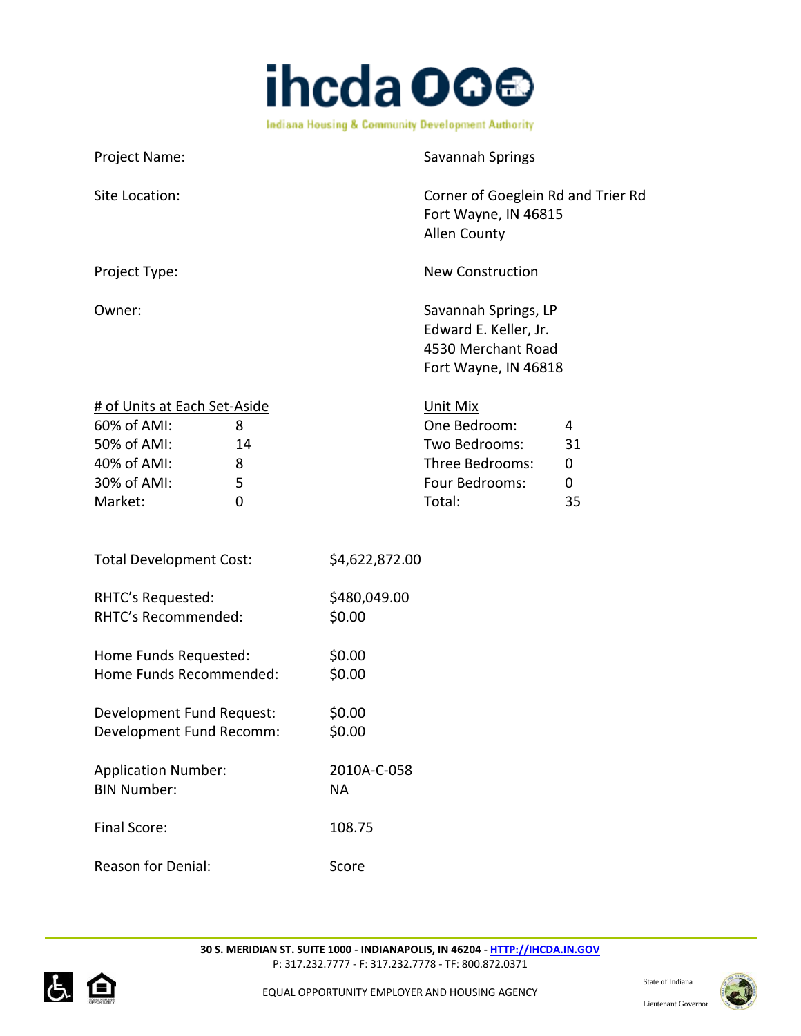**ihcda**

Indiana Housing & Community Development Authority

| | |
|---|---|
| Project Name: | Savannah Springs |
| Site Location: | Corner of Goeglein Rd and Trier Rd<br>Fort Wayne, IN 46815<br>Allen County |
| Project Type: | New Construction |
| Owner: | Savannah Springs, LP<br>Edward E. Keller, Jr.<br>4530 Merchant Road<br>Fort Wayne, IN 46818 |

| # of Units at Each Set-Aside | | Unit Mix | |
|---|---|---|---|
| 60% of AMI: | 8 | One Bedroom: | 4 |
| 50% of AMI: | 14 | Two Bedrooms: | 31 |
| 40% of AMI: | 8 | Three Bedrooms: | 0 |
| 30% of AMI: | 5 | Four Bedrooms: | 0 |
| Market: | 0 | Total: | 35 |

| | |
|---|---|
| Total Development Cost: | $4,622,872.00 |
| RHTC's Requested: | $480,049.00 |
| RHTC's Recommended: | $0.00 |
| Home Funds Requested: | $0.00 |
| Home Funds Recommended: | $0.00 |
| Development Fund Request: | $0.00 |
| Development Fund Recomm: | $0.00 |
| Application Number: | 2010A-C-058 |
| BIN Number: | NA |
| Final Score: | 108.75 |
| Reason for Denial: | Score |

**30 S. MERIDIAN ST. SUITE 1000 - INDIANAPOLIS, IN 46204 - HTTP://IHCDA.IN.GOV**
P: 317.232.7777 - F: 317.232.7778 - TF: 800.872.0371

EQUAL OPPORTUNITY EMPLOYER AND HOUSING AGENCY

State of Indiana

Lieutenant Governor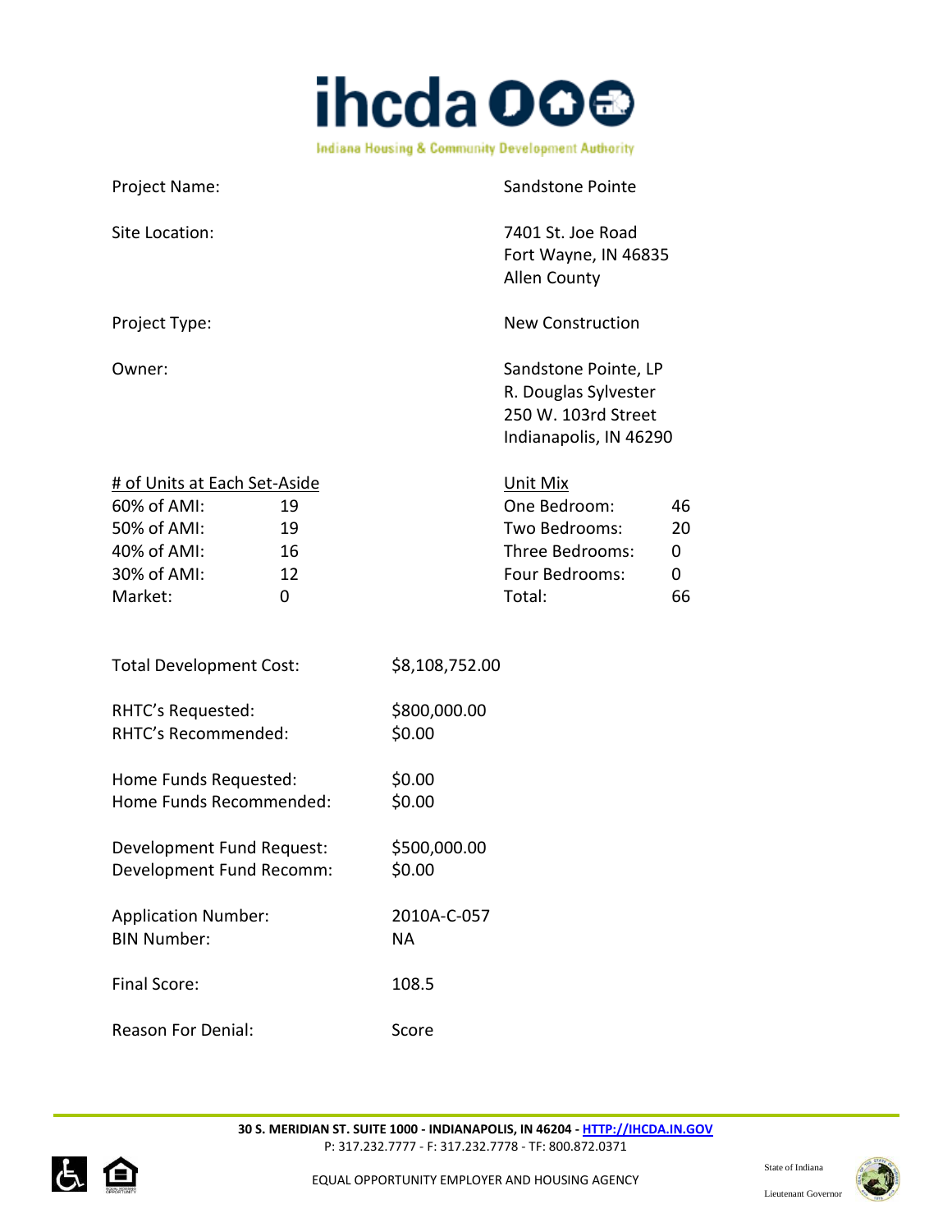Project Name: Sandstone Pointe

Site Location: 7401 St. Joe Road
Fort Wayne, IN 46835
Allen County

Project Type: New Construction

Owner: Sandstone Pointe, LP
R. Douglas Sylvester
250 W. 103rd Street
Indianapolis, IN 46290

| # of Units at Each Set-Aside | | Unit Mix | |
|---|---|---|---|
| 60% of AMI: | 19 | One Bedroom: | 46 |
| 50% of AMI: | 19 | Two Bedrooms: | 20 |
| 40% of AMI: | 16 | Three Bedrooms: | 0 |
| 30% of AMI: | 12 | Four Bedrooms: | 0 |
| Market: | 0 | Total: | 66 |

Total Development Cost: $8,108,752.00

RHTC's Requested: $800,000.00
RHTC's Recommended: $0.00

Home Funds Requested: $0.00
Home Funds Recommended: $0.00

Development Fund Request: $500,000.00
Development Fund Recomm: $0.00

Application Number: 2010A-C-057
BIN Number: NA

Final Score: 108.5

Reason For Denial: Score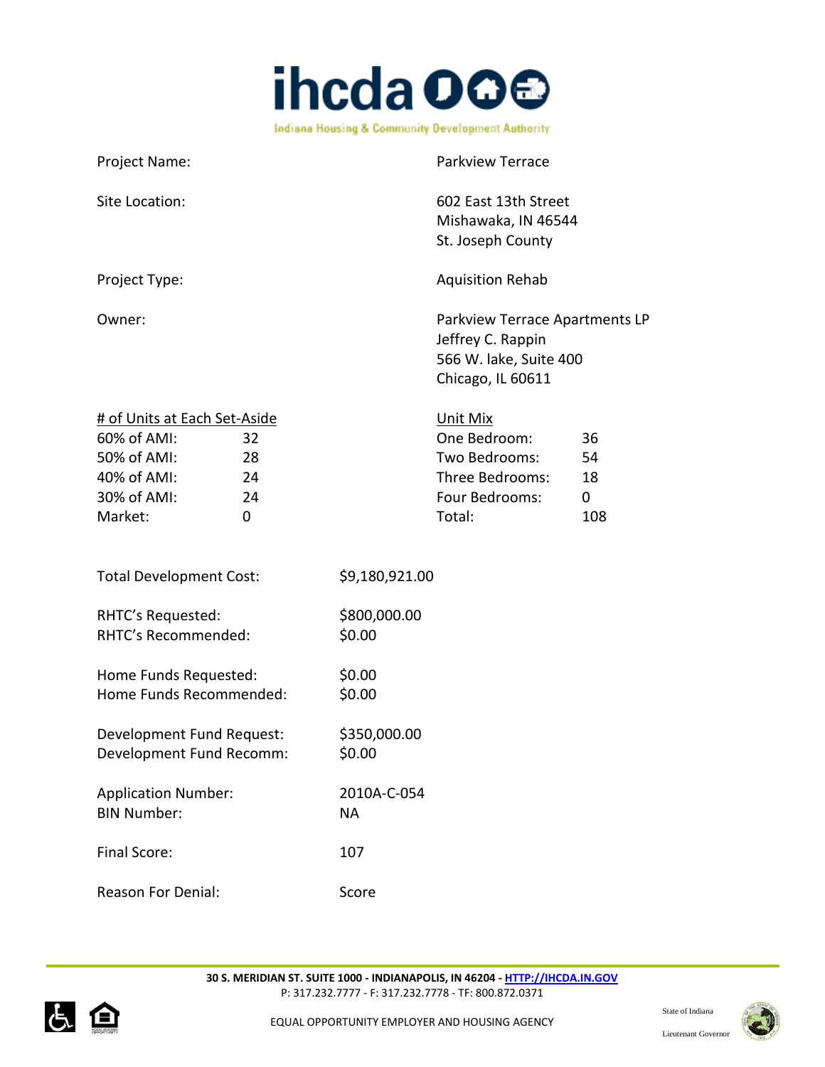Project Name: Parkview Terrace

Site Location: 602 East 13th Street
Mishawaka, IN 46544
St. Joseph County

Project Type: Aquisition Rehab

Owner: Parkview Terrace Apartments LP
Jeffrey C. Rappin
566 W. lake, Suite 400
Chicago, IL 60611

| # of Units at Each Set-Aside | | Unit Mix | |
|---|---|---|---|
| 60% of AMI: | 32 | One Bedroom: | 36 |
| 50% of AMI: | 28 | Two Bedrooms: | 54 |
| 40% of AMI: | 24 | Three Bedrooms: | 18 |
| 30% of AMI: | 24 | Four Bedrooms: | 0 |
| Market: | 0 | Total: | 108 |

Total Development Cost: $9,180,921.00

RHTC's Requested: $800,000.00
RHTC's Recommended: $0.00

Home Funds Requested: $0.00
Home Funds Recommended: $0.00

Development Fund Request: $350,000.00
Development Fund Recomm: $0.00

Application Number: 2010A-C-054
BIN Number: NA

Final Score: 107

Reason For Denial: Score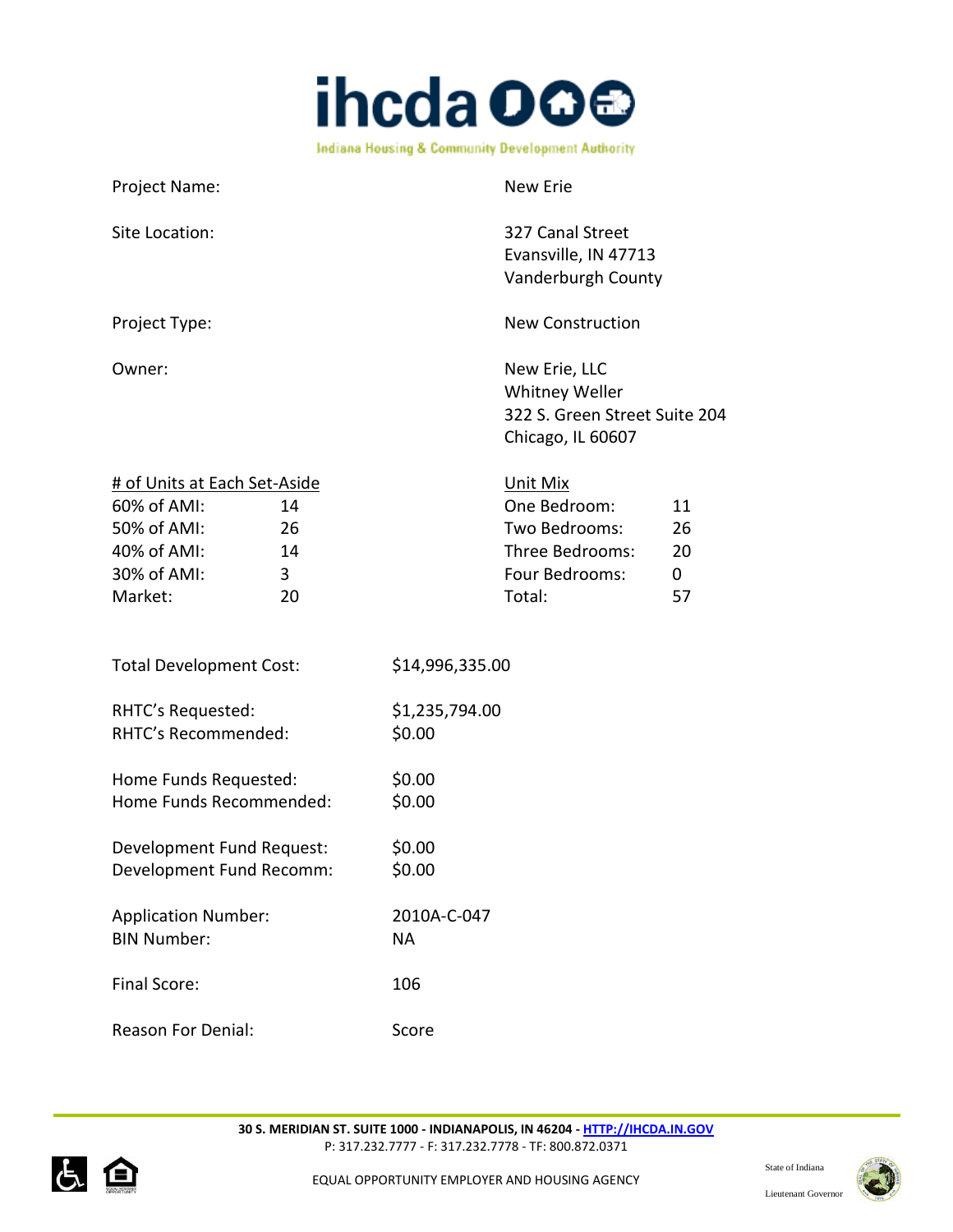Project Name: New Erie

Site Location: 327 Canal Street
Evansville, IN 47713
Vanderburgh County

Project Type: New Construction

Owner: New Erie, LLC
Whitney Weller
322 S. Green Street Suite 204
Chicago, IL 60607

| # of Units at Each Set-Aside | | Unit Mix | |
|---|---|---|---|
| 60% of AMI: | 14 | One Bedroom: | 11 |
| 50% of AMI: | 26 | Two Bedrooms: | 26 |
| 40% of AMI: | 14 | Three Bedrooms: | 20 |
| 30% of AMI: | 3 | Four Bedrooms: | 0 |
| Market: | 20 | Total: | 57 |

Total Development Cost: $14,996,335.00

RHTC's Requested: $1,235,794.00
RHTC's Recommended: $0.00

Home Funds Requested: $0.00
Home Funds Recommended: $0.00

Development Fund Request: $0.00
Development Fund Recomm: $0.00

Application Number: 2010A-C-047
BIN Number: NA

Final Score: 106

Reason For Denial: Score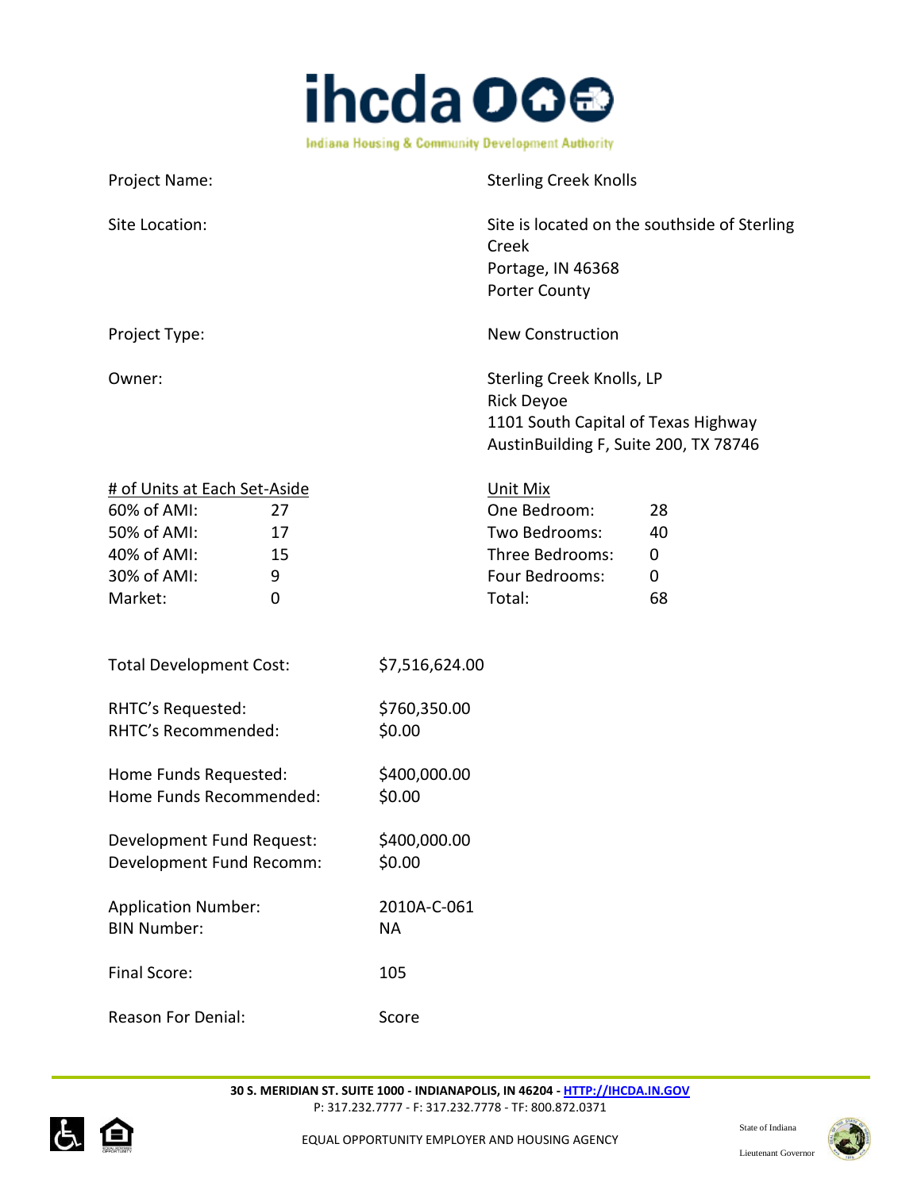| | |
|---|---|
| Project Name: | Sterling Creek Knolls |
| Site Location: | Site is located on the southside of Sterling Creek<br>Portage, IN 46368<br>Porter County |
| Project Type: | New Construction |
| Owner: | Sterling Creek Knolls, LP<br>Rick Deyoe<br>1101 South Capital of Texas Highway<br>AustinBuilding F, Suite 200, TX 78746 |

| # of Units at Each Set-Aside | | Unit Mix | |
|---|---|---|---|
| 60% of AMI: | 27 | One Bedroom: | 28 |
| 50% of AMI: | 17 | Two Bedrooms: | 40 |
| 40% of AMI: | 15 | Three Bedrooms: | 0 |
| 30% of AMI: | 9 | Four Bedrooms: | 0 |
| Market: | 0 | Total: | 68 |

| | |
|---|---|
| Total Development Cost: | $7,516,624.00 |
| RHTC's Requested: | $760,350.00 |
| RHTC's Recommended: | $0.00 |
| Home Funds Requested: | $400,000.00 |
| Home Funds Recommended: | $0.00 |
| Development Fund Request: | $400,000.00 |
| Development Fund Recomm: | $0.00 |
| Application Number: | 2010A-C-061 |
| BIN Number: | NA |
| Final Score: | 105 |
| Reason For Denial: | Score |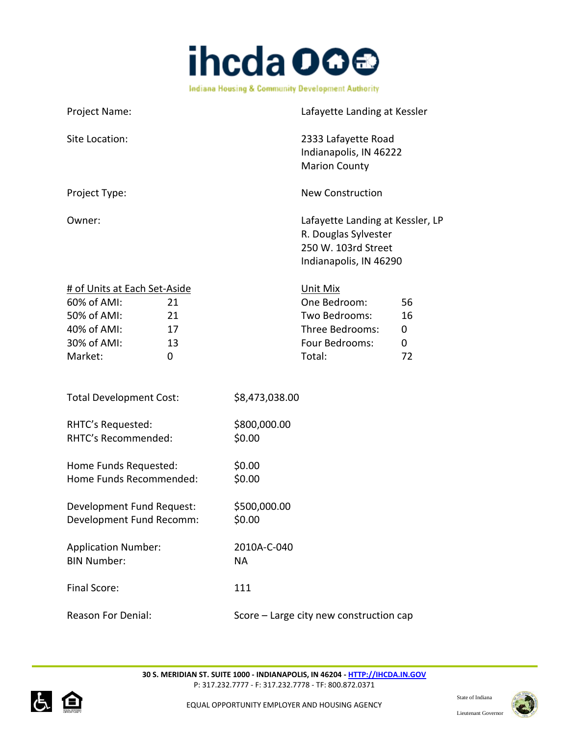| | |
|---|---|
| Project Name: | Lafayette Landing at Kessler |
| Site Location: | 2333 Lafayette Road<br>Indianapolis, IN 46222<br>Marion County |
| Project Type: | New Construction |
| Owner: | Lafayette Landing at Kessler, LP<br>R. Douglas Sylvester<br>250 W. 103rd Street<br>Indianapolis, IN 46290 |

| # of Units at Each Set-Aside | | Unit Mix | |
|---|---|---|---|
| 60% of AMI: | 21 | One Bedroom: | 56 |
| 50% of AMI: | 21 | Two Bedrooms: | 16 |
| 40% of AMI: | 17 | Three Bedrooms: | 0 |
| 30% of AMI: | 13 | Four Bedrooms: | 0 |
| Market: | 0 | Total: | 72 |

| | |
|---|---|
| Total Development Cost: | $8,473,038.00 |
| RHTC's Requested: | $800,000.00 |
| RHTC's Recommended: | $0.00 |
| Home Funds Requested: | $0.00 |
| Home Funds Recommended: | $0.00 |
| Development Fund Request: | $500,000.00 |
| Development Fund Recomm: | $0.00 |
| Application Number: | 2010A-C-040 |
| BIN Number: | NA |
| Final Score: | 111 |
| Reason For Denial: | Score – Large city new construction cap |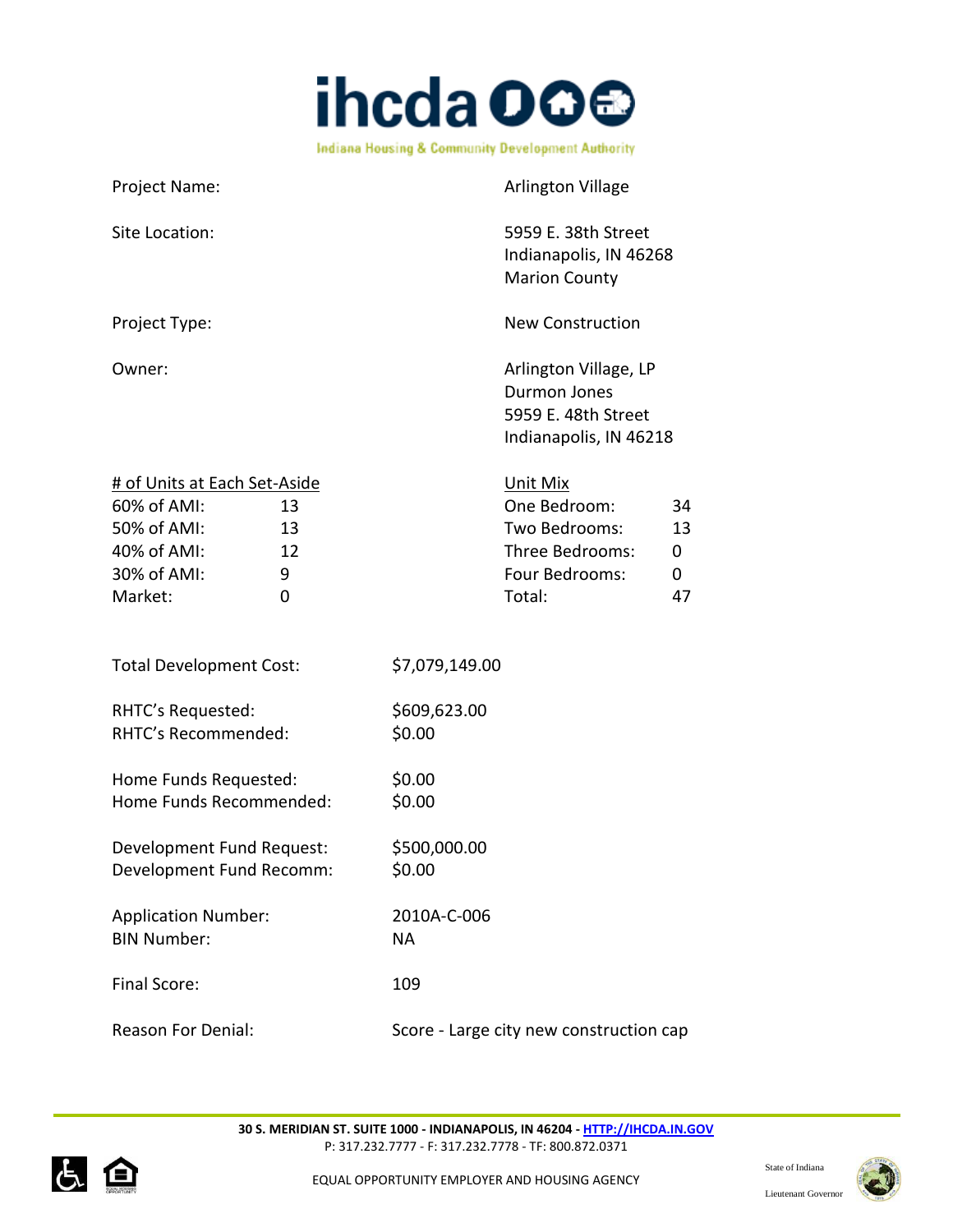Project Name: Arlington Village

Site Location: 5959 E. 38th Street
Indianapolis, IN 46268
Marion County

Project Type: New Construction

Owner: Arlington Village, LP
Durmon Jones
5959 E. 48th Street
Indianapolis, IN 46218

| # of Units at Each Set-Aside | |
|---|---|
| 60% of AMI: | 13 |
| 50% of AMI: | 13 |
| 40% of AMI: | 12 |
| 30% of AMI: | 9 |
| Market: | 0 |

| Unit Mix | |
|---|---|
| One Bedroom: | 34 |
| Two Bedrooms: | 13 |
| Three Bedrooms: | 0 |
| Four Bedrooms: | 0 |
| Total: | 47 |

Total Development Cost: $7,079,149.00

RHTC's Requested: $609,623.00
RHTC's Recommended: $0.00

Home Funds Requested: $0.00
Home Funds Recommended: $0.00

Development Fund Request: $500,000.00
Development Fund Recomm: $0.00

Application Number: 2010A-C-006
BIN Number: NA

Final Score: 109

Reason For Denial: Score - Large city new construction cap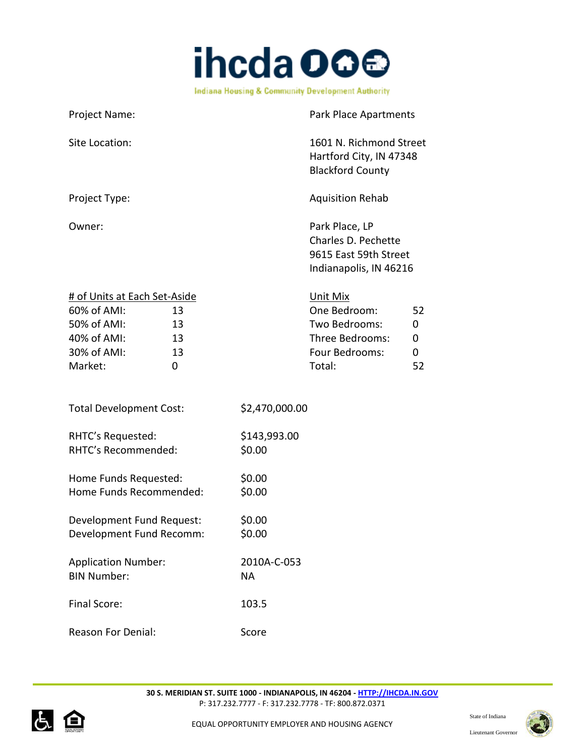Project Name: Park Place Apartments

Site Location: 1601 N. Richmond Street
Hartford City, IN 47348
Blackford County

Project Type: Aquisition Rehab

Owner: Park Place, LP
Charles D. Pechette
9615 East 59th Street
Indianapolis, IN 46216

| # of Units at Each Set-Aside | | Unit Mix | |
|---|---|---|---|
| 60% of AMI: | 13 | One Bedroom: | 52 |
| 50% of AMI: | 13 | Two Bedrooms: | 0 |
| 40% of AMI: | 13 | Three Bedrooms: | 0 |
| 30% of AMI: | 13 | Four Bedrooms: | 0 |
| Market: | 0 | Total: | 52 |

Total Development Cost: $2,470,000.00

RHTC's Requested: $143,993.00
RHTC's Recommended: $0.00

Home Funds Requested: $0.00
Home Funds Recommended: $0.00

Development Fund Request: $0.00
Development Fund Recomm: $0.00

Application Number: 2010A-C-053
BIN Number: NA

Final Score: 103.5

Reason For Denial: Score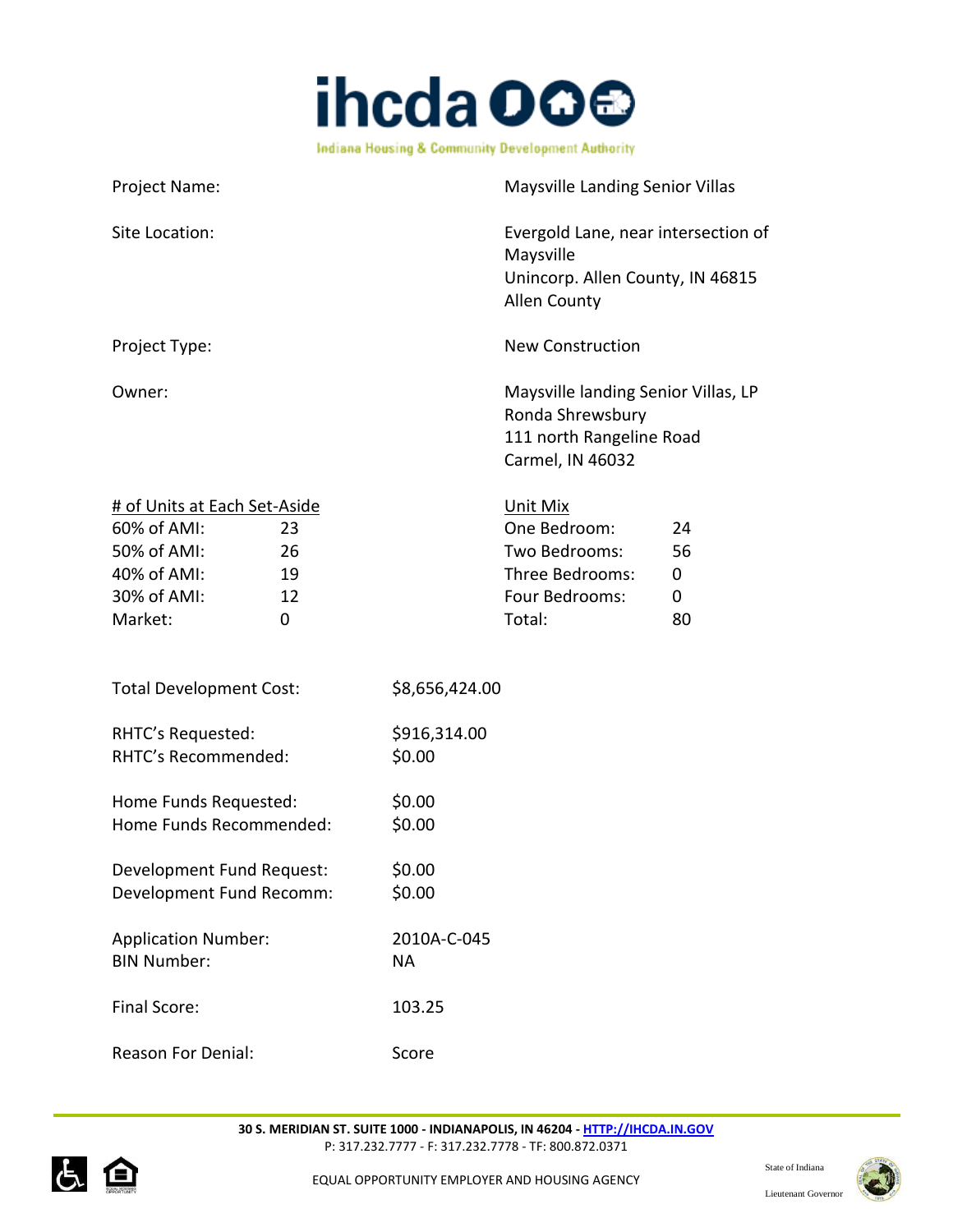Project Name: Maysville Landing Senior Villas

Site Location: Evergold Lane, near intersection of Maysville
Unincorp. Allen County, IN 46815
Allen County

Project Type: New Construction

Owner: Maysville landing Senior Villas, LP
Ronda Shrewsbury
111 north Rangeline Road
Carmel, IN 46032

| # of Units at Each Set-Aside | | Unit Mix | |
|---|---|---|---|
| 60% of AMI: | 23 | One Bedroom: | 24 |
| 50% of AMI: | 26 | Two Bedrooms: | 56 |
| 40% of AMI: | 19 | Three Bedrooms: | 0 |
| 30% of AMI: | 12 | Four Bedrooms: | 0 |
| Market: | 0 | Total: | 80 |

Total Development Cost: $8,656,424.00

RHTC's Requested: $916,314.00
RHTC's Recommended: $0.00

Home Funds Requested: $0.00
Home Funds Recommended: $0.00

Development Fund Request: $0.00
Development Fund Recomm: $0.00

Application Number: 2010A-C-045
BIN Number: NA

Final Score: 103.25

Reason For Denial: Score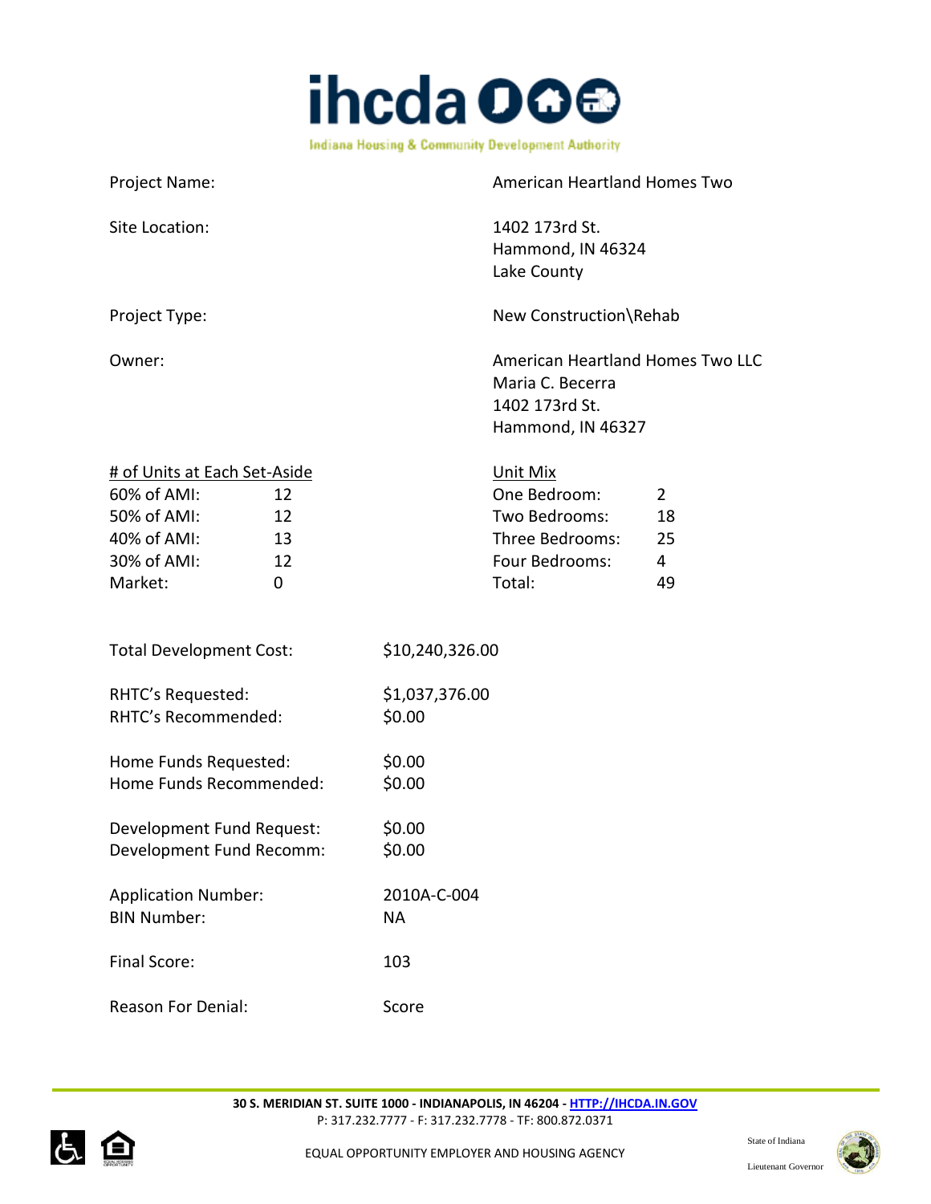| | |
|---|---|
| Project Name: | American Heartland Homes Two |
| Site Location: | 1402 173rd St.<br>Hammond, IN 46324<br>Lake County |
| Project Type: | New Construction\Rehab |
| Owner: | American Heartland Homes Two LLC<br>Maria C. Becerra<br>1402 173rd St.<br>Hammond, IN 46327 |

| # of Units at Each Set-Aside | | Unit Mix | |
|---|---|---|---|
| 60% of AMI: | 12 | One Bedroom: | 2 |
| 50% of AMI: | 12 | Two Bedrooms: | 18 |
| 40% of AMI: | 13 | Three Bedrooms: | 25 |
| 30% of AMI: | 12 | Four Bedrooms: | 4 |
| Market: | 0 | Total: | 49 |

| | |
|---|---|
| Total Development Cost: | $10,240,326.00 |
| RHTC's Requested: | $1,037,376.00 |
| RHTC's Recommended: | $0.00 |
| Home Funds Requested: | $0.00 |
| Home Funds Recommended: | $0.00 |
| Development Fund Request: | $0.00 |
| Development Fund Recomm: | $0.00 |
| Application Number: | 2010A-C-004 |
| BIN Number: | NA |
| Final Score: | 103 |
| Reason For Denial: | Score |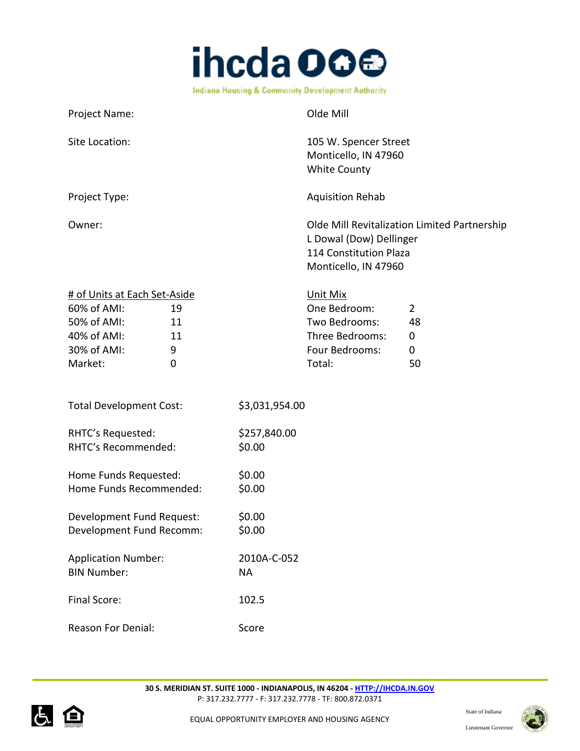| | |
|---|---|
| Project Name: | Olde Mill |
| Site Location: | 105 W. Spencer Street<br>Monticello, IN 47960<br>White County |
| Project Type: | Aquisition Rehab |
| Owner: | Olde Mill Revitalization Limited Partnership<br>L Dowal (Dow) Dellinger<br>114 Constitution Plaza<br>Monticello, IN 47960 |

| # of Units at Each Set-Aside | | Unit Mix | |
|---|---|---|---|
| 60% of AMI: | 19 | One Bedroom: | 2 |
| 50% of AMI: | 11 | Two Bedrooms: | 48 |
| 40% of AMI: | 11 | Three Bedrooms: | 0 |
| 30% of AMI: | 9 | Four Bedrooms: | 0 |
| Market: | 0 | Total: | 50 |

| | |
|---|---|
| Total Development Cost: | $3,031,954.00 |
| RHTC's Requested: | $257,840.00 |
| RHTC's Recommended: | $0.00 |
| Home Funds Requested: | $0.00 |
| Home Funds Recommended: | $0.00 |
| Development Fund Request: | $0.00 |
| Development Fund Recomm: | $0.00 |
| Application Number: | 2010A-C-052 |
| BIN Number: | NA |
| Final Score: | 102.5 |
| Reason For Denial: | Score |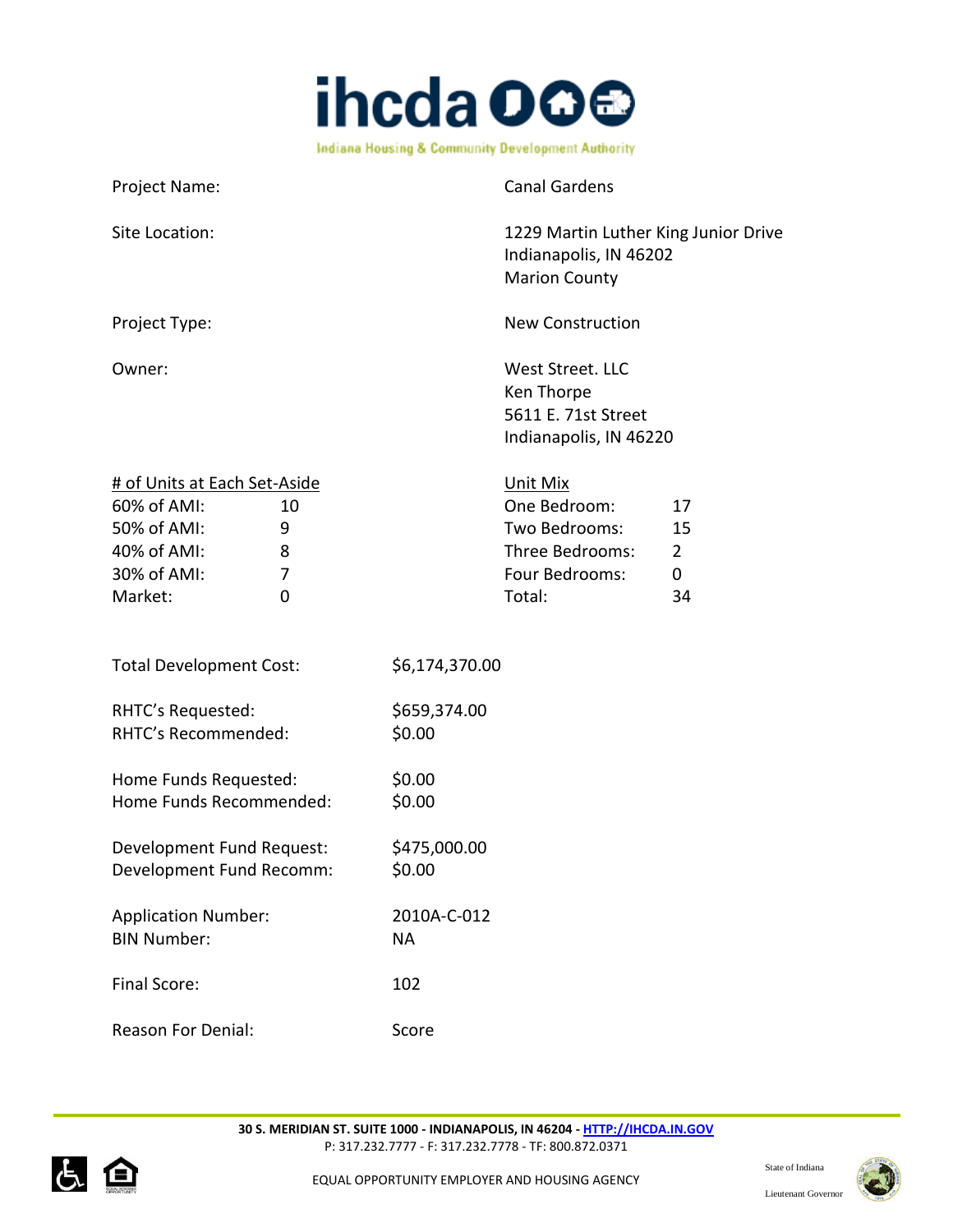| | |
|---|---|
| Project Name: | Canal Gardens |
| Site Location: | 1229 Martin Luther King Junior Drive<br>Indianapolis, IN 46202<br>Marion County |
| Project Type: | New Construction |
| Owner: | West Street. LLC<br>Ken Thorpe<br>5611 E. 71st Street<br>Indianapolis, IN 46220 |

| # of Units at Each Set-Aside | | Unit Mix | |
|---|---|---|---|
| 60% of AMI: | 10 | One Bedroom: | 17 |
| 50% of AMI: | 9 | Two Bedrooms: | 15 |
| 40% of AMI: | 8 | Three Bedrooms: | 2 |
| 30% of AMI: | 7 | Four Bedrooms: | 0 |
| Market: | 0 | Total: | 34 |

| | |
|---|---|
| Total Development Cost: | $6,174,370.00 |
| RHTC's Requested: | $659,374.00 |
| RHTC's Recommended: | $0.00 |
| Home Funds Requested: | $0.00 |
| Home Funds Recommended: | $0.00 |
| Development Fund Request: | $475,000.00 |
| Development Fund Recomm: | $0.00 |
| Application Number: | 2010A-C-012 |
| BIN Number: | NA |
| Final Score: | 102 |
| Reason For Denial: | Score |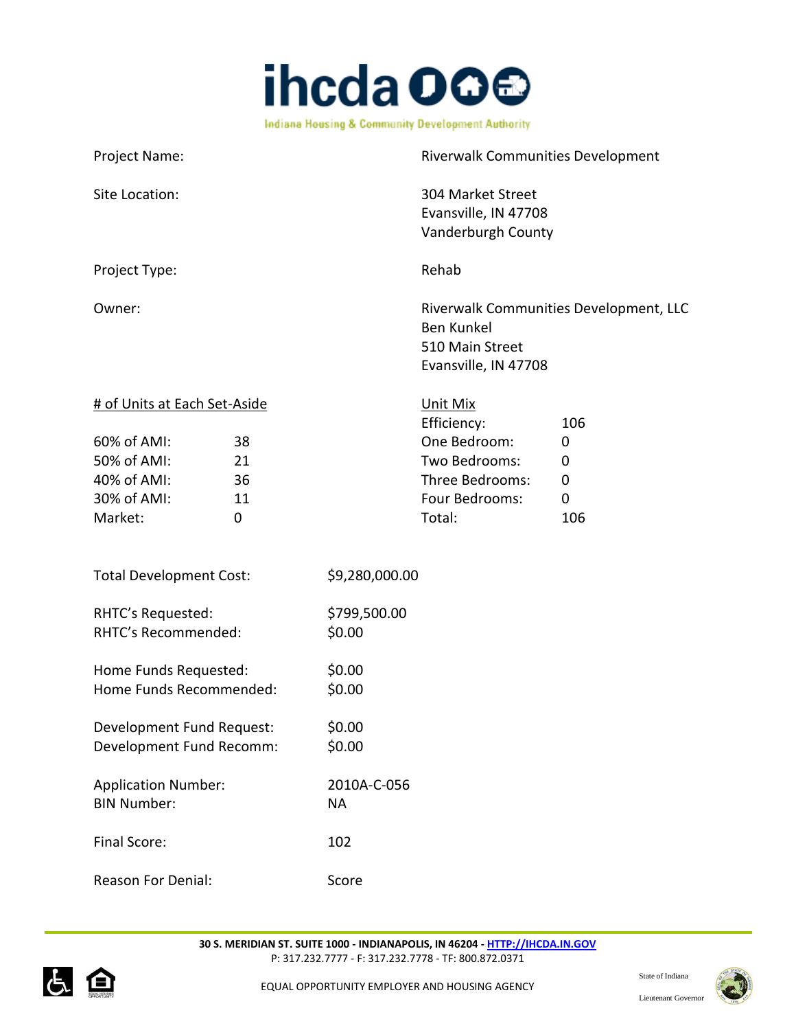Project Name: Riverwalk Communities Development

Site Location: 304 Market Street
Evansville, IN 47708
Vanderburgh County

Project Type: Rehab

Owner: Riverwalk Communities Development, LLC
Ben Kunkel
510 Main Street
Evansville, IN 47708

| # of Units at Each Set-Aside | | Unit Mix | |
|---|---|---|---|
| | | Efficiency: | 106 |
| 60% of AMI: | 38 | One Bedroom: | 0 |
| 50% of AMI: | 21 | Two Bedrooms: | 0 |
| 40% of AMI: | 36 | Three Bedrooms: | 0 |
| 30% of AMI: | 11 | Four Bedrooms: | 0 |
| Market: | 0 | Total: | 106 |

Total Development Cost: $9,280,000.00

RHTC's Requested: $799,500.00
RHTC's Recommended: $0.00

Home Funds Requested: $0.00
Home Funds Recommended: $0.00

Development Fund Request: $0.00
Development Fund Recomm: $0.00

Application Number: 2010A-C-056
BIN Number: NA

Final Score: 102

Reason For Denial: Score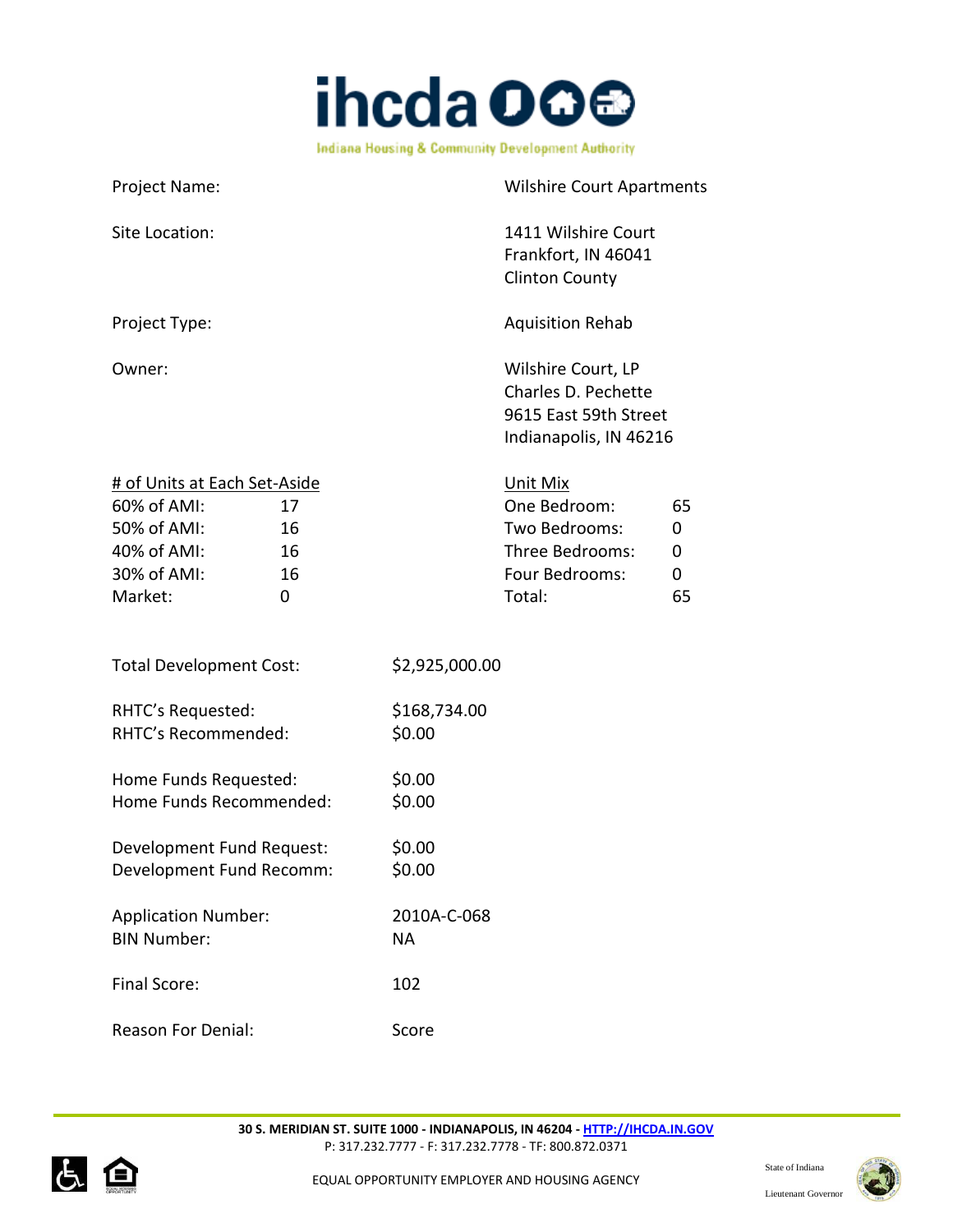Project Name: Wilshire Court Apartments

Site Location: 1411 Wilshire Court
Frankfort, IN 46041
Clinton County

Project Type: Aquisition Rehab

Owner: Wilshire Court, LP
Charles D. Pechette
9615 East 59th Street
Indianapolis, IN 46216

| # of Units at Each Set-Aside | | Unit Mix | |
|---|---|---|---|
| 60% of AMI: | 17 | One Bedroom: | 65 |
| 50% of AMI: | 16 | Two Bedrooms: | 0 |
| 40% of AMI: | 16 | Three Bedrooms: | 0 |
| 30% of AMI: | 16 | Four Bedrooms: | 0 |
| Market: | 0 | Total: | 65 |

Total Development Cost: $2,925,000.00

RHTC's Requested: $168,734.00
RHTC's Recommended: $0.00

Home Funds Requested: $0.00
Home Funds Recommended: $0.00

Development Fund Request: $0.00
Development Fund Recomm: $0.00

Application Number: 2010A-C-068
BIN Number: NA

Final Score: 102

Reason For Denial: Score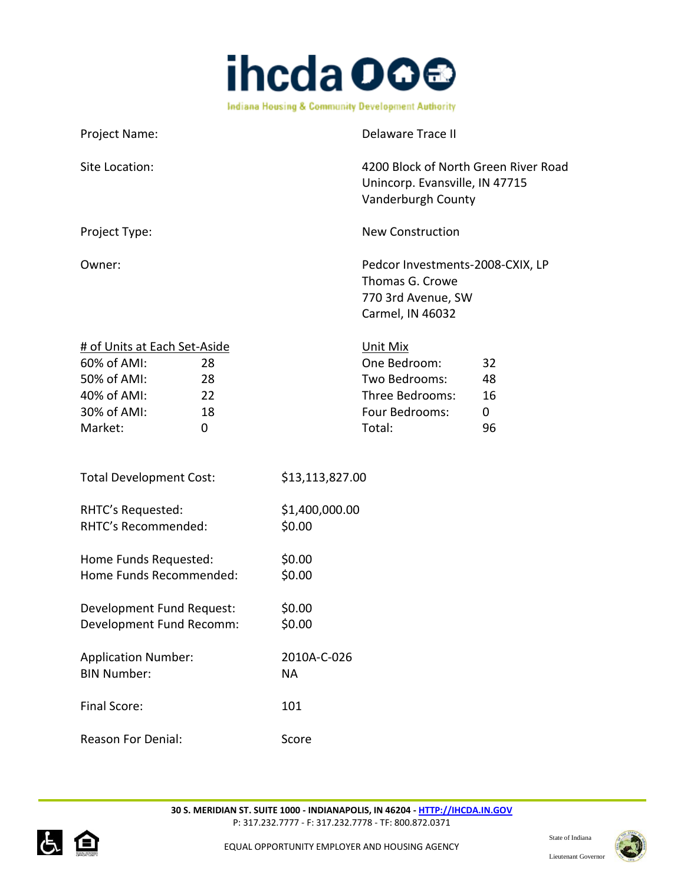Project Name: Delaware Trace II

Site Location: 4200 Block of North Green River Road
Unincorp. Evansville, IN 47715
Vanderburgh County

Project Type: New Construction

Owner: Pedcor Investments-2008-CXIX, LP
Thomas G. Crowe
770 3rd Avenue, SW
Carmel, IN 46032

| # of Units at Each Set-Aside | | Unit Mix | |
|---|---|---|---|
| 60% of AMI: | 28 | One Bedroom: | 32 |
| 50% of AMI: | 28 | Two Bedrooms: | 48 |
| 40% of AMI: | 22 | Three Bedrooms: | 16 |
| 30% of AMI: | 18 | Four Bedrooms: | 0 |
| Market: | 0 | Total: | 96 |

Total Development Cost: $13,113,827.00

RHTC's Requested: $1,400,000.00
RHTC's Recommended: $0.00

Home Funds Requested: $0.00
Home Funds Recommended: $0.00

Development Fund Request: $0.00
Development Fund Recomm: $0.00

Application Number: 2010A-C-026
BIN Number: NA

Final Score: 101

Reason For Denial: Score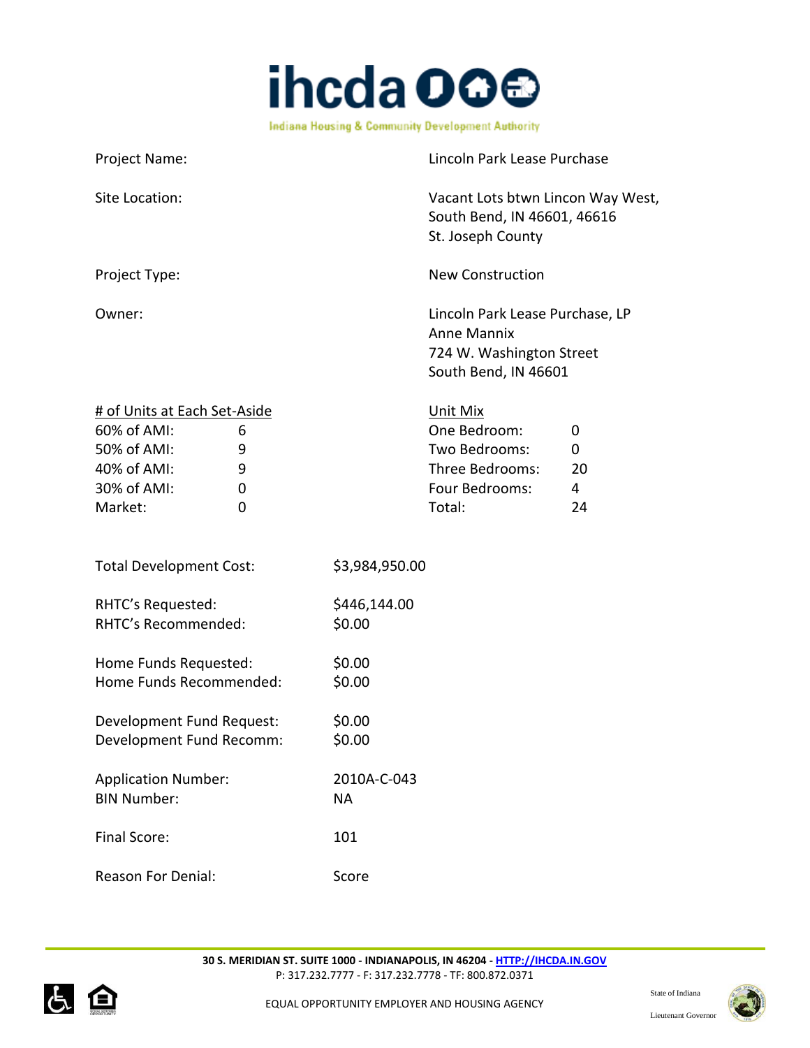Project Name: Lincoln Park Lease Purchase

Site Location: Vacant Lots btwn Lincon Way West, South Bend, IN 46601, 46616 St. Joseph County

Project Type: New Construction

Owner: Lincoln Park Lease Purchase, LP
Anne Mannix
724 W. Washington Street
South Bend, IN 46601

| # of Units at Each Set-Aside | | Unit Mix | |
|---|---|---|---|
| 60% of AMI: | 6 | One Bedroom: | 0 |
| 50% of AMI: | 9 | Two Bedrooms: | 0 |
| 40% of AMI: | 9 | Three Bedrooms: | 20 |
| 30% of AMI: | 0 | Four Bedrooms: | 4 |
| Market: | 0 | Total: | 24 |

Total Development Cost: $3,984,950.00

RHTC's Requested: $446,144.00
RHTC's Recommended: $0.00

Home Funds Requested: $0.00
Home Funds Recommended: $0.00

Development Fund Request: $0.00
Development Fund Recomm: $0.00

Application Number: 2010A-C-043
BIN Number: NA

Final Score: 101

Reason For Denial: Score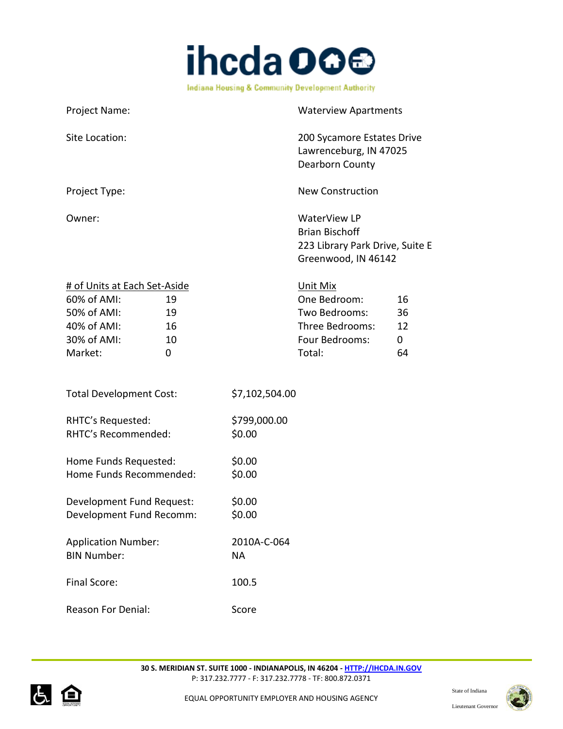Project Name: Waterview Apartments

Site Location: 200 Sycamore Estates Drive
Lawrenceburg, IN 47025
Dearborn County

Project Type: New Construction

Owner: WaterView LP
Brian Bischoff
223 Library Park Drive, Suite E
Greenwood, IN 46142

| # of Units at Each Set-Aside | | Unit Mix | |
|---|---|---|---|
| 60% of AMI: | 19 | One Bedroom: | 16 |
| 50% of AMI: | 19 | Two Bedrooms: | 36 |
| 40% of AMI: | 16 | Three Bedrooms: | 12 |
| 30% of AMI: | 10 | Four Bedrooms: | 0 |
| Market: | 0 | Total: | 64 |

Total Development Cost: $7,102,504.00

RHTC's Requested: $799,000.00
RHTC's Recommended: $0.00

Home Funds Requested: $0.00
Home Funds Recommended: $0.00

Development Fund Request: $0.00
Development Fund Recomm: $0.00

Application Number: 2010A-C-064
BIN Number: NA

Final Score: 100.5

Reason For Denial: Score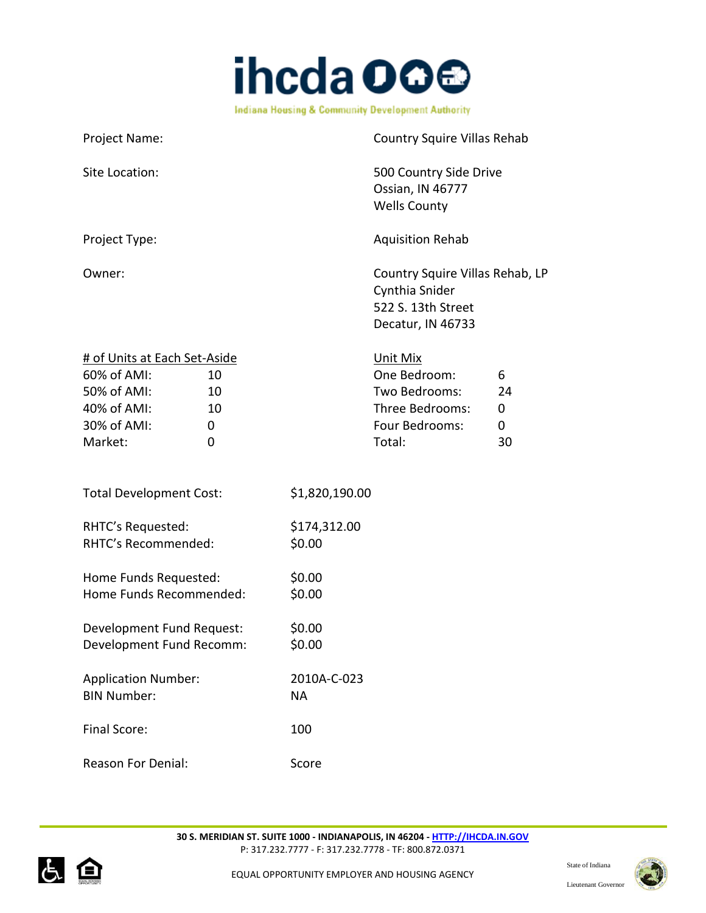| | |
|---|---|
| Project Name: | Country Squire Villas Rehab |
| Site Location: | 500 Country Side Drive<br>Ossian, IN 46777<br>Wells County |
| Project Type: | Aquisition Rehab |
| Owner: | Country Squire Villas Rehab, LP<br>Cynthia Snider<br>522 S. 13th Street<br>Decatur, IN 46733 |

| # of Units at Each Set-Aside | | Unit Mix | |
|---|---|---|---|
| 60% of AMI: | 10 | One Bedroom: | 6 |
| 50% of AMI: | 10 | Two Bedrooms: | 24 |
| 40% of AMI: | 10 | Three Bedrooms: | 0 |
| 30% of AMI: | 0 | Four Bedrooms: | 0 |
| Market: | 0 | Total: | 30 |

| | |
|---|---|
| Total Development Cost: | $1,820,190.00 |
| RHTC's Requested: | $174,312.00 |
| RHTC's Recommended: | $0.00 |
| Home Funds Requested: | $0.00 |
| Home Funds Recommended: | $0.00 |
| Development Fund Request: | $0.00 |
| Development Fund Recomm: | $0.00 |
| Application Number: | 2010A-C-023 |
| BIN Number: | NA |
| Final Score: | 100 |
| Reason For Denial: | Score |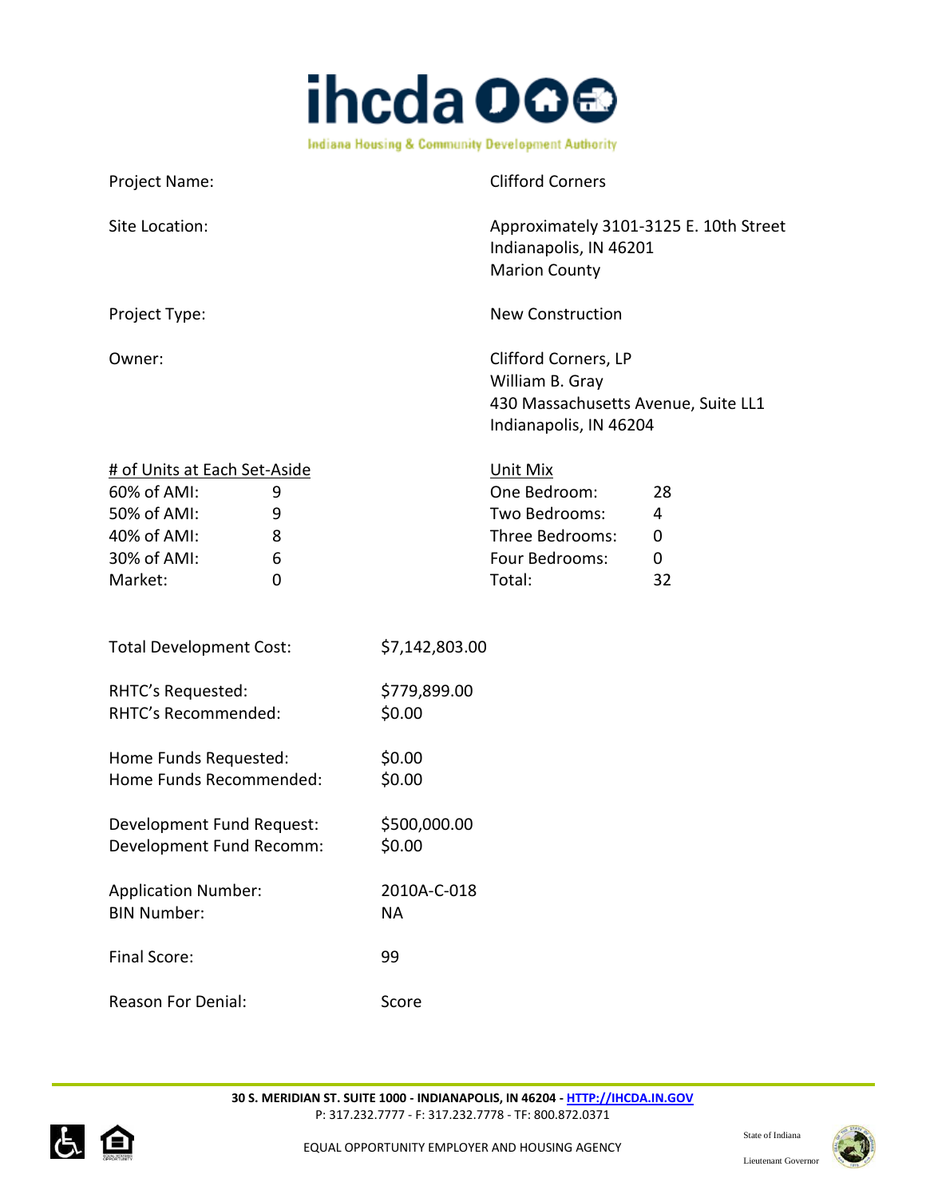| | |
|---|---|
| Project Name: | Clifford Corners |
| Site Location: | Approximately 3101-3125 E. 10th Street<br>Indianapolis, IN 46201<br>Marion County |
| Project Type: | New Construction |
| Owner: | Clifford Corners, LP<br>William B. Gray<br>430 Massachusetts Avenue, Suite LL1<br>Indianapolis, IN 46204 |

| # of Units at Each Set-Aside | | Unit Mix | |
|---|---|---|---|
| 60% of AMI: | 9 | One Bedroom: | 28 |
| 50% of AMI: | 9 | Two Bedrooms: | 4 |
| 40% of AMI: | 8 | Three Bedrooms: | 0 |
| 30% of AMI: | 6 | Four Bedrooms: | 0 |
| Market: | 0 | Total: | 32 |

| | |
|---|---|
| Total Development Cost: | $7,142,803.00 |
| RHTC's Requested: | $779,899.00 |
| RHTC's Recommended: | $0.00 |
| Home Funds Requested: | $0.00 |
| Home Funds Recommended: | $0.00 |
| Development Fund Request: | $500,000.00 |
| Development Fund Recomm: | $0.00 |
| Application Number: | 2010A-C-018 |
| BIN Number: | NA |
| Final Score: | 99 |
| Reason For Denial: | Score |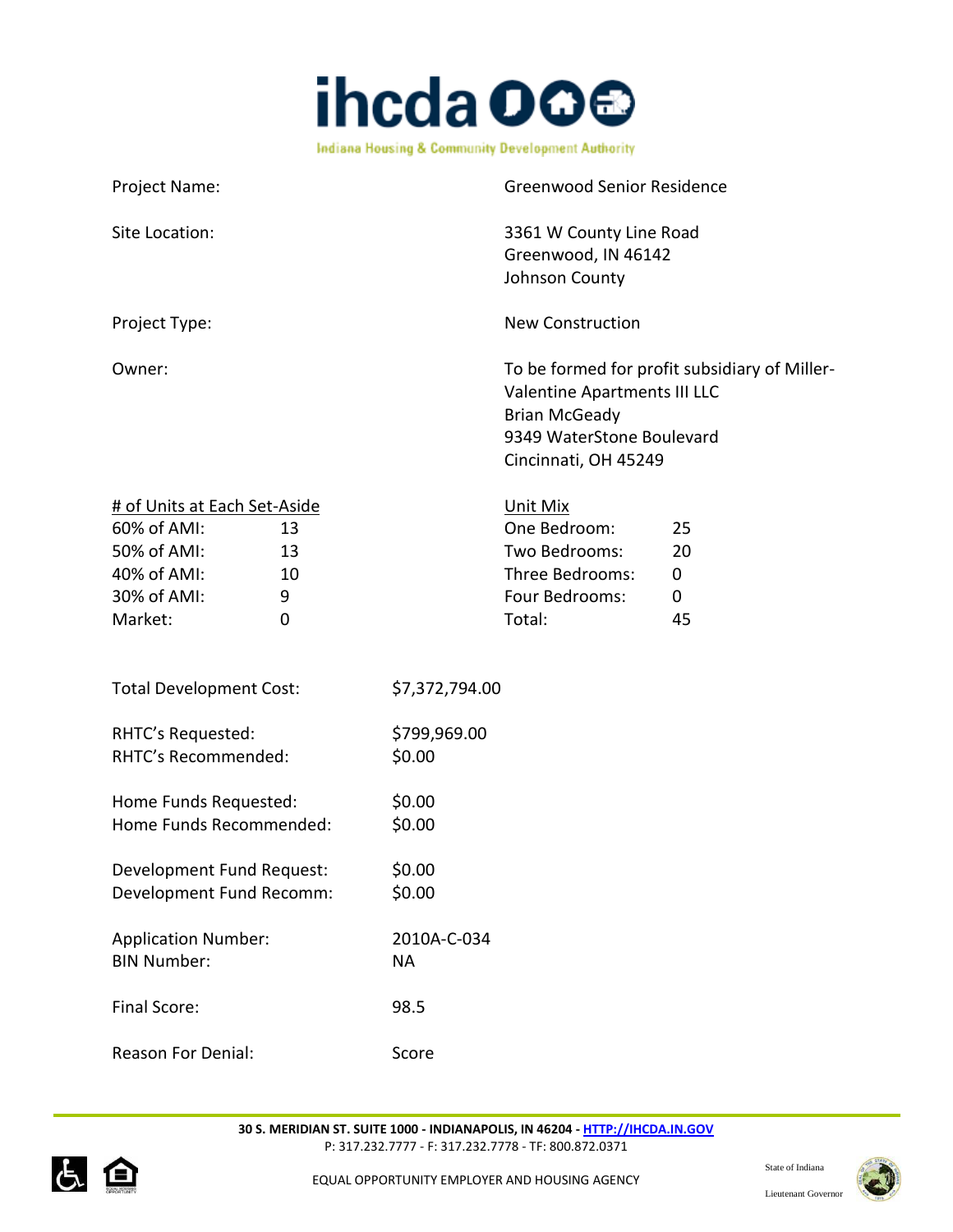Project Name: Greenwood Senior Residence

Site Location: 3361 W County Line Road
Greenwood, IN 46142
Johnson County

Project Type: New Construction

Owner: To be formed for profit subsidiary of Miller-Valentine Apartments III LLC
Brian McGeady
9349 WaterStone Boulevard
Cincinnati, OH 45249

| # of Units at Each Set-Aside | | Unit Mix | |
|---|---|---|---|
| 60% of AMI: | 13 | One Bedroom: | 25 |
| 50% of AMI: | 13 | Two Bedrooms: | 20 |
| 40% of AMI: | 10 | Three Bedrooms: | 0 |
| 30% of AMI: | 9 | Four Bedrooms: | 0 |
| Market: | 0 | Total: | 45 |

Total Development Cost: $7,372,794.00

RHTC's Requested: $799,969.00
RHTC's Recommended: $0.00

Home Funds Requested: $0.00
Home Funds Recommended: $0.00

Development Fund Request: $0.00
Development Fund Recomm: $0.00

Application Number: 2010A-C-034
BIN Number: NA

Final Score: 98.5

Reason For Denial: Score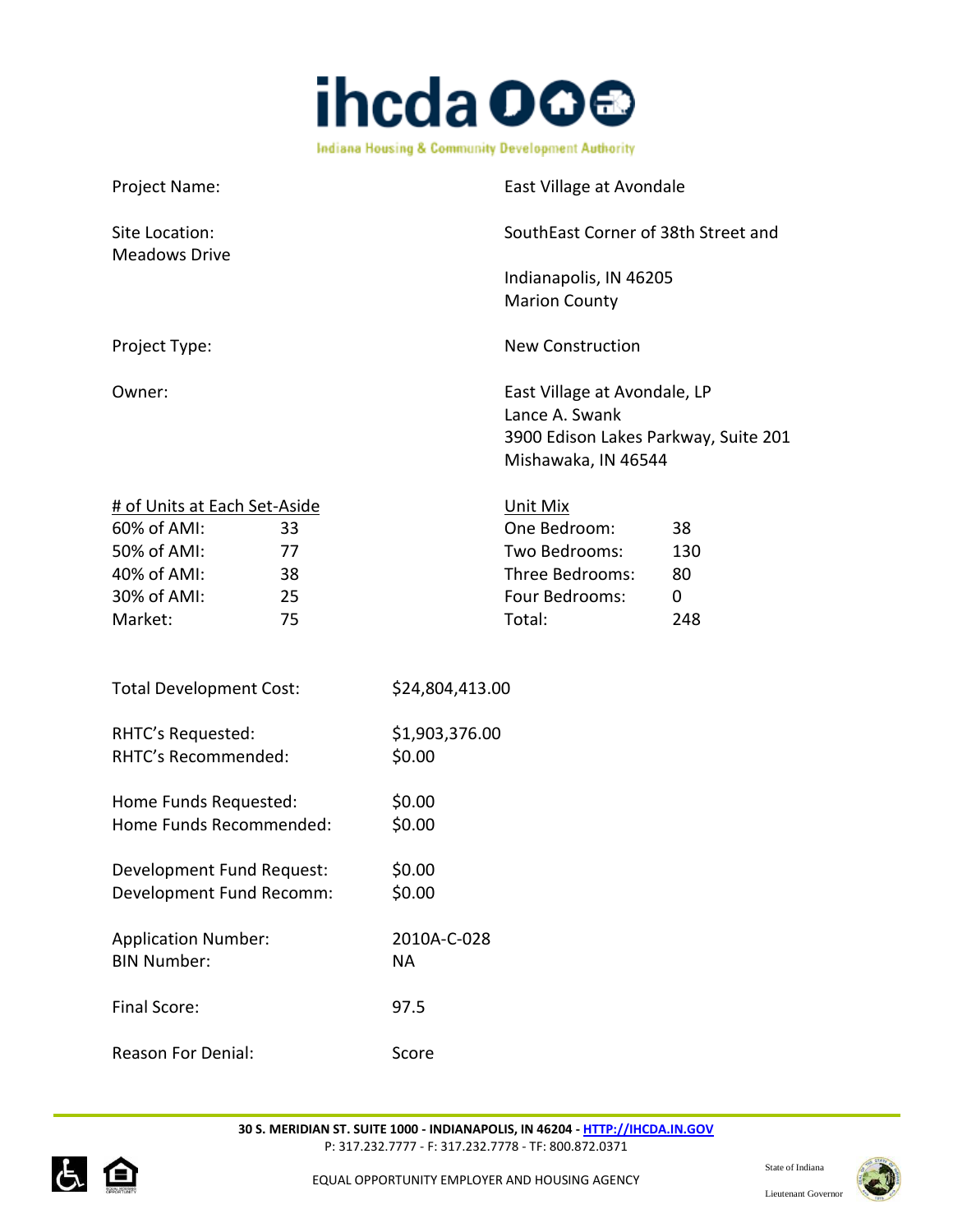Project Name: East Village at Avondale

Site Location: SouthEast Corner of 38th Street and Meadows Drive
Indianapolis, IN 46205
Marion County

Project Type: New Construction

Owner: East Village at Avondale, LP
Lance A. Swank
3900 Edison Lakes Parkway, Suite 201
Mishawaka, IN 46544

| # of Units at Each Set-Aside | | Unit Mix | |
|---|---|---|---|
| 60% of AMI: | 33 | One Bedroom: | 38 |
| 50% of AMI: | 77 | Two Bedrooms: | 130 |
| 40% of AMI: | 38 | Three Bedrooms: | 80 |
| 30% of AMI: | 25 | Four Bedrooms: | 0 |
| Market: | 75 | Total: | 248 |

Total Development Cost: $24,804,413.00

RHTC's Requested: $1,903,376.00
RHTC's Recommended: $0.00

Home Funds Requested: $0.00
Home Funds Recommended: $0.00

Development Fund Request: $0.00
Development Fund Recomm: $0.00

Application Number: 2010A-C-028
BIN Number: NA

Final Score: 97.5

Reason For Denial: Score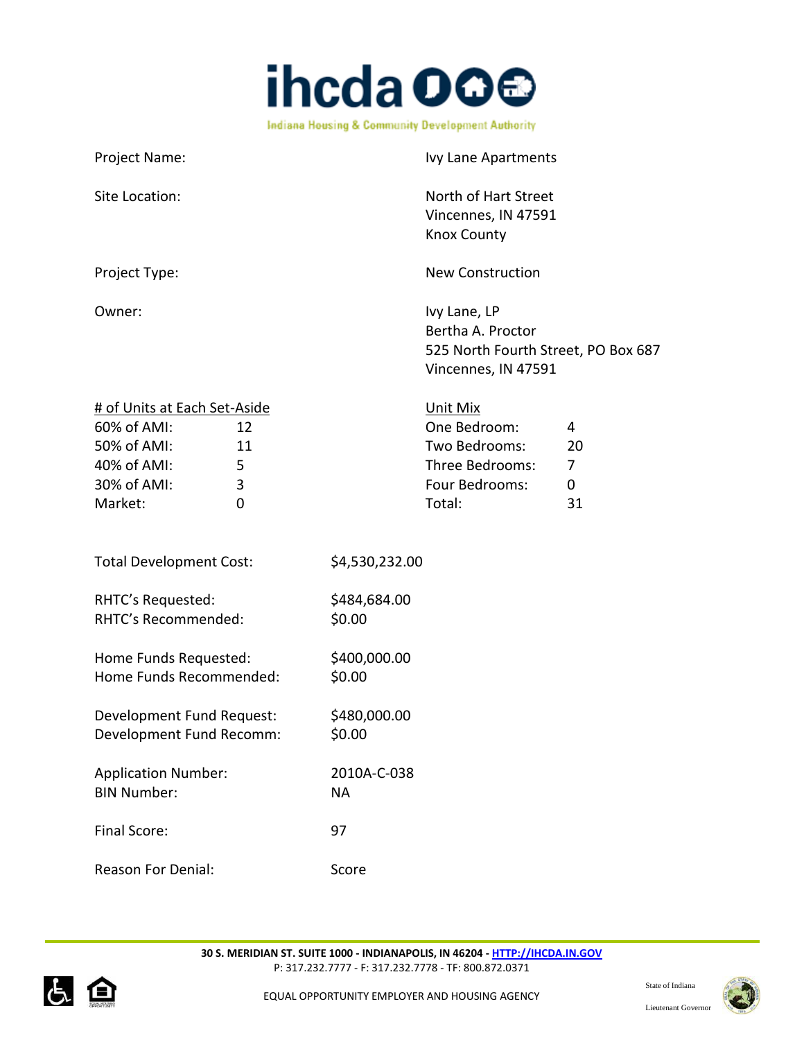Project Name: Ivy Lane Apartments

Site Location: North of Hart Street
Vincennes, IN 47591
Knox County

Project Type: New Construction

Owner: Ivy Lane, LP
Bertha A. Proctor
525 North Fourth Street, PO Box 687
Vincennes, IN 47591

| # of Units at Each Set-Aside | | Unit Mix | |
|---|---|---|---|
| 60% of AMI: | 12 | One Bedroom: | 4 |
| 50% of AMI: | 11 | Two Bedrooms: | 20 |
| 40% of AMI: | 5 | Three Bedrooms: | 7 |
| 30% of AMI: | 3 | Four Bedrooms: | 0 |
| Market: | 0 | Total: | 31 |

Total Development Cost: $4,530,232.00

RHTC's Requested: $484,684.00
RHTC's Recommended: $0.00

Home Funds Requested: $400,000.00
Home Funds Recommended: $0.00

Development Fund Request: $480,000.00
Development Fund Recomm: $0.00

Application Number: 2010A-C-038
BIN Number: NA

Final Score: 97

Reason For Denial: Score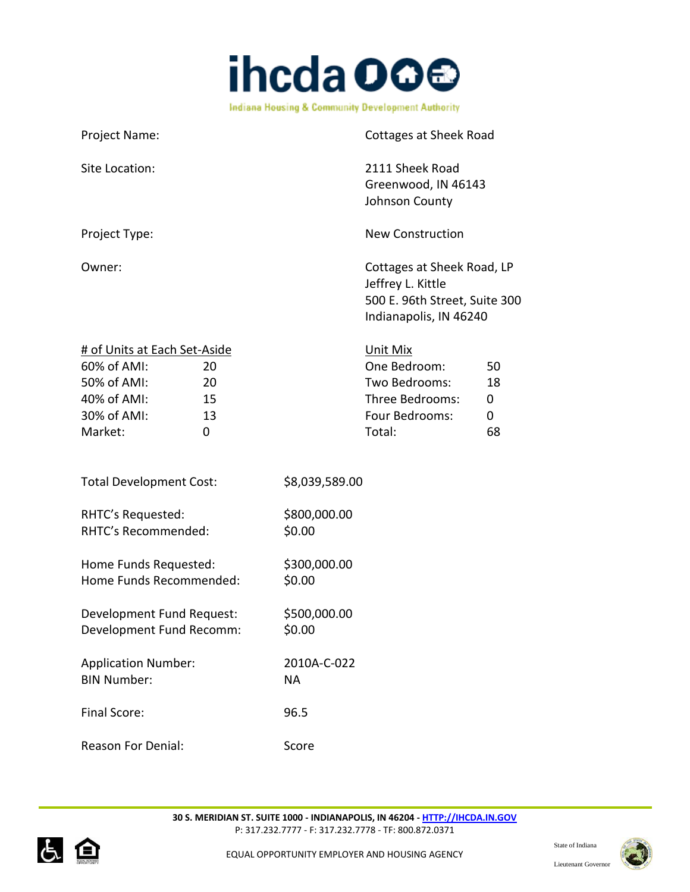**ihcda**

Indiana Housing & Community Development Authority

| | |
|---|---|
| Project Name: | Cottages at Sheek Road |
| Site Location: | 2111 Sheek Road<br>Greenwood, IN 46143<br>Johnson County |
| Project Type: | New Construction |
| Owner: | Cottages at Sheek Road, LP<br>Jeffrey L. Kittle<br>500 E. 96th Street, Suite 300<br>Indianapolis, IN 46240 |

| # of Units at Each Set-Aside | | Unit Mix | |
|---|---|---|---|
| 60% of AMI: | 20 | One Bedroom: | 50 |
| 50% of AMI: | 20 | Two Bedrooms: | 18 |
| 40% of AMI: | 15 | Three Bedrooms: | 0 |
| 30% of AMI: | 13 | Four Bedrooms: | 0 |
| Market: | 0 | Total: | 68 |

| | |
|---|---|
| Total Development Cost: | $8,039,589.00 |
| RHTC's Requested: | $800,000.00 |
| RHTC's Recommended: | $0.00 |
| Home Funds Requested: | $300,000.00 |
| Home Funds Recommended: | $0.00 |
| Development Fund Request: | $500,000.00 |
| Development Fund Recomm: | $0.00 |
| Application Number: | 2010A-C-022 |
| BIN Number: | NA |
| Final Score: | 96.5 |
| Reason For Denial: | Score |

30 S. MERIDIAN ST. SUITE 1000 - INDIANAPOLIS, IN 46204 - HTTP://IHCDA.IN.GOV
P: 317.232.7777 - F: 317.232.7778 - TF: 800.872.0371

EQUAL OPPORTUNITY EMPLOYER AND HOUSING AGENCY

State of Indiana
Lieutenant Governor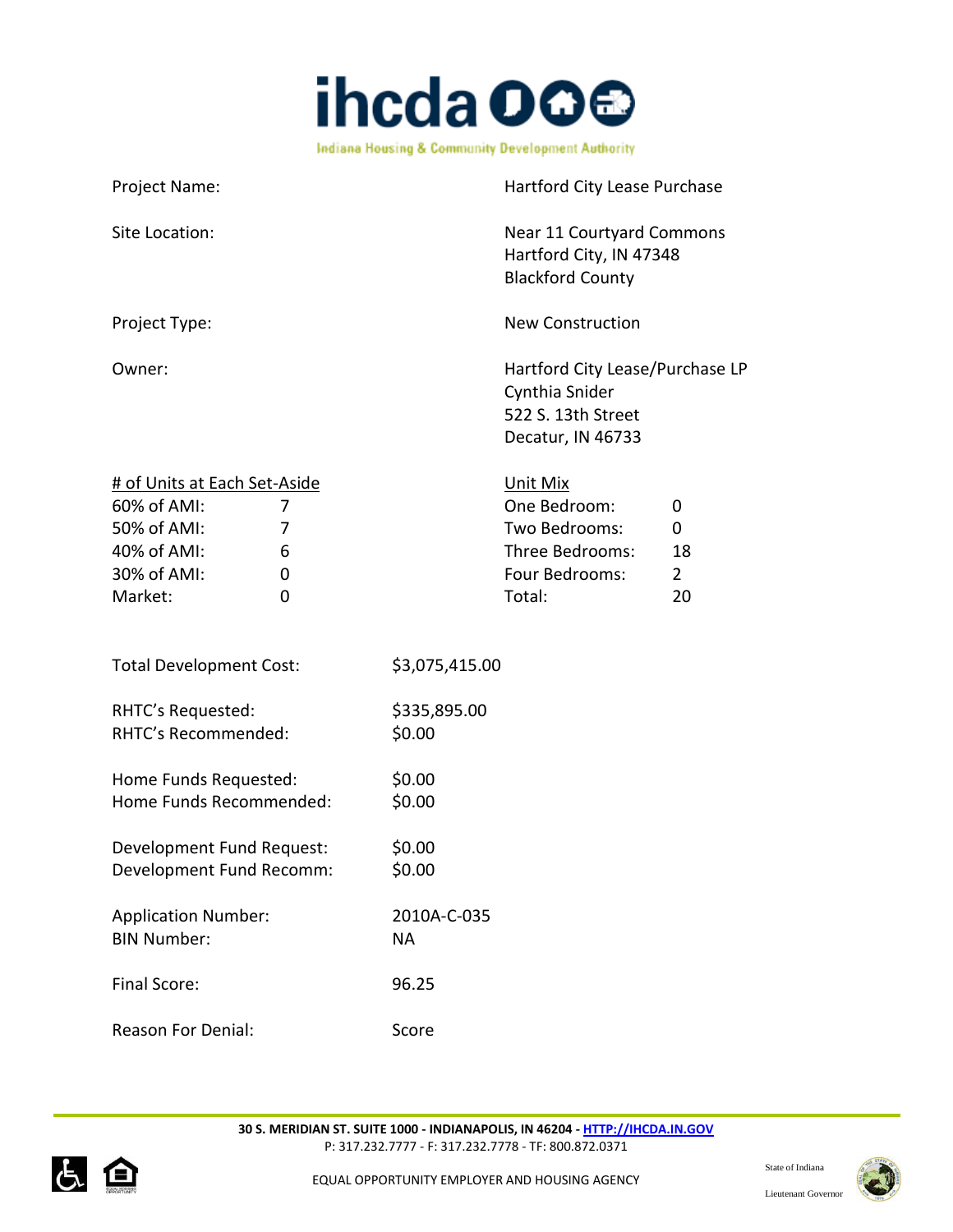Project Name: Hartford City Lease Purchase

Site Location: Near 11 Courtyard Commons
Hartford City, IN 47348
Blackford County

Project Type: New Construction

Owner: Hartford City Lease/Purchase LP
Cynthia Snider
522 S. 13th Street
Decatur, IN 46733

| # of Units at Each Set-Aside | | Unit Mix | |
|---|---|---|---|
| 60% of AMI: | 7 | One Bedroom: | 0 |
| 50% of AMI: | 7 | Two Bedrooms: | 0 |
| 40% of AMI: | 6 | Three Bedrooms: | 18 |
| 30% of AMI: | 0 | Four Bedrooms: | 2 |
| Market: | 0 | Total: | 20 |

Total Development Cost: $3,075,415.00

RHTC's Requested: $335,895.00
RHTC's Recommended: $0.00

Home Funds Requested: $0.00
Home Funds Recommended: $0.00

Development Fund Request: $0.00
Development Fund Recomm: $0.00

Application Number: 2010A-C-035
BIN Number: NA

Final Score: 96.25

Reason For Denial: Score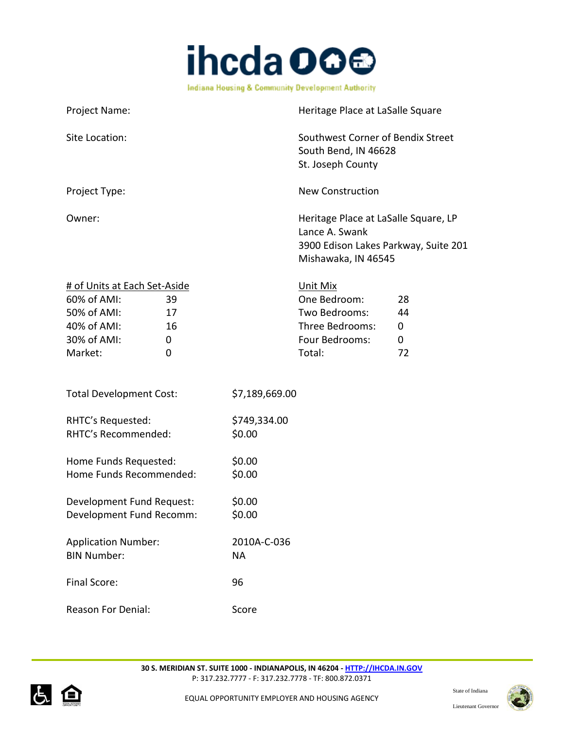Project Name: Heritage Place at LaSalle Square

Site Location: Southwest Corner of Bendix Street
South Bend, IN 46628
St. Joseph County

Project Type: New Construction

Owner: Heritage Place at LaSalle Square, LP
Lance A. Swank
3900 Edison Lakes Parkway, Suite 201
Mishawaka, IN 46545

| # of Units at Each Set-Aside | | Unit Mix | |
|---|---|---|---|
| 60% of AMI: | 39 | One Bedroom: | 28 |
| 50% of AMI: | 17 | Two Bedrooms: | 44 |
| 40% of AMI: | 16 | Three Bedrooms: | 0 |
| 30% of AMI: | 0 | Four Bedrooms: | 0 |
| Market: | 0 | Total: | 72 |

Total Development Cost: $7,189,669.00

RHTC's Requested: $749,334.00
RHTC's Recommended: $0.00

Home Funds Requested: $0.00
Home Funds Recommended: $0.00

Development Fund Request: $0.00
Development Fund Recomm: $0.00

Application Number: 2010A-C-036
BIN Number: NA

Final Score: 96

Reason For Denial: Score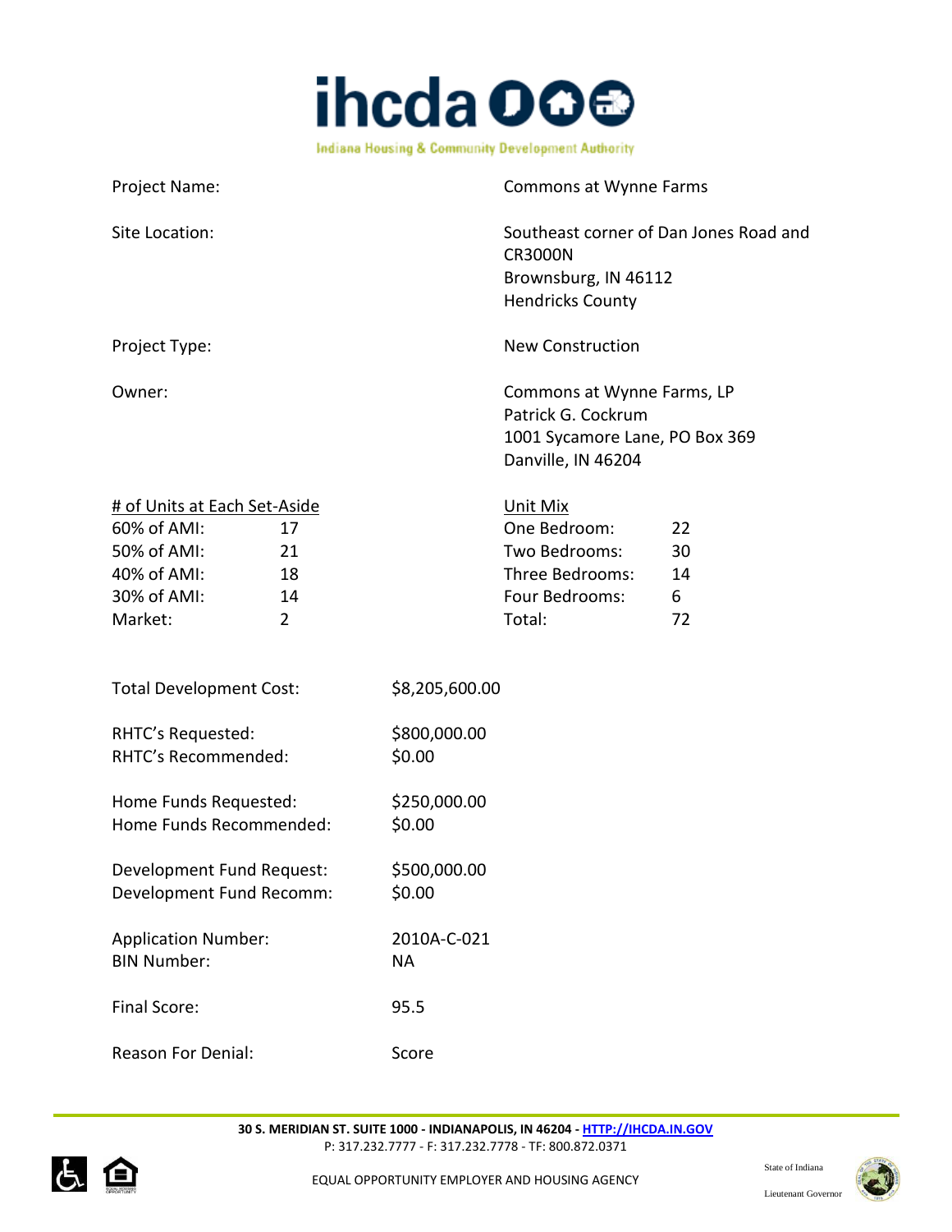| | |
|---|---|
| Project Name: | Commons at Wynne Farms |
| Site Location: | Southeast corner of Dan Jones Road and CR3000N<br>Brownsburg, IN 46112<br>Hendricks County |
| Project Type: | New Construction |
| Owner: | Commons at Wynne Farms, LP<br>Patrick G. Cockrum<br>1001 Sycamore Lane, PO Box 369<br>Danville, IN 46204 |

| # of Units at Each Set-Aside | | Unit Mix | |
|---|---|---|---|
| 60% of AMI: | 17 | One Bedroom: | 22 |
| 50% of AMI: | 21 | Two Bedrooms: | 30 |
| 40% of AMI: | 18 | Three Bedrooms: | 14 |
| 30% of AMI: | 14 | Four Bedrooms: | 6 |
| Market: | 2 | Total: | 72 |

| | |
|---|---|
| Total Development Cost: | $8,205,600.00 |
| RHTC's Requested: | $800,000.00 |
| RHTC's Recommended: | $0.00 |
| Home Funds Requested: | $250,000.00 |
| Home Funds Recommended: | $0.00 |
| Development Fund Request: | $500,000.00 |
| Development Fund Recomm: | $0.00 |
| Application Number: | 2010A-C-021 |
| BIN Number: | NA |
| Final Score: | 95.5 |
| Reason For Denial: | Score |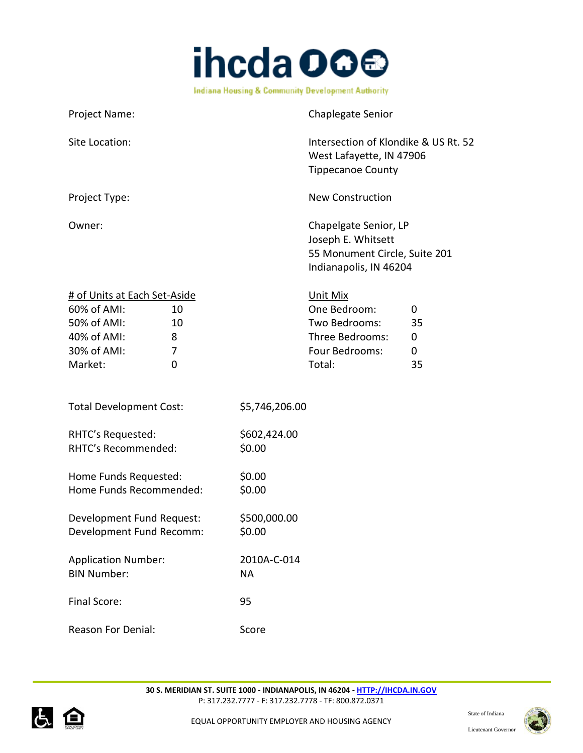Project Name: Chaplegate Senior

Site Location: Intersection of Klondike & US Rt. 52
West Lafayette, IN 47906
Tippecanoe County

Project Type: New Construction

Owner: Chapelgate Senior, LP
Joseph E. Whitsett
55 Monument Circle, Suite 201
Indianapolis, IN 46204

| # of Units at Each Set-Aside | | Unit Mix | |
|---|---|---|---|
| 60% of AMI: | 10 | One Bedroom: | 0 |
| 50% of AMI: | 10 | Two Bedrooms: | 35 |
| 40% of AMI: | 8 | Three Bedrooms: | 0 |
| 30% of AMI: | 7 | Four Bedrooms: | 0 |
| Market: | 0 | Total: | 35 |

Total Development Cost: $5,746,206.00

RHTC's Requested: $602,424.00
RHTC's Recommended: $0.00

Home Funds Requested: $0.00
Home Funds Recommended: $0.00

Development Fund Request: $500,000.00
Development Fund Recomm: $0.00

Application Number: 2010A-C-014
BIN Number: NA

Final Score: 95

Reason For Denial: Score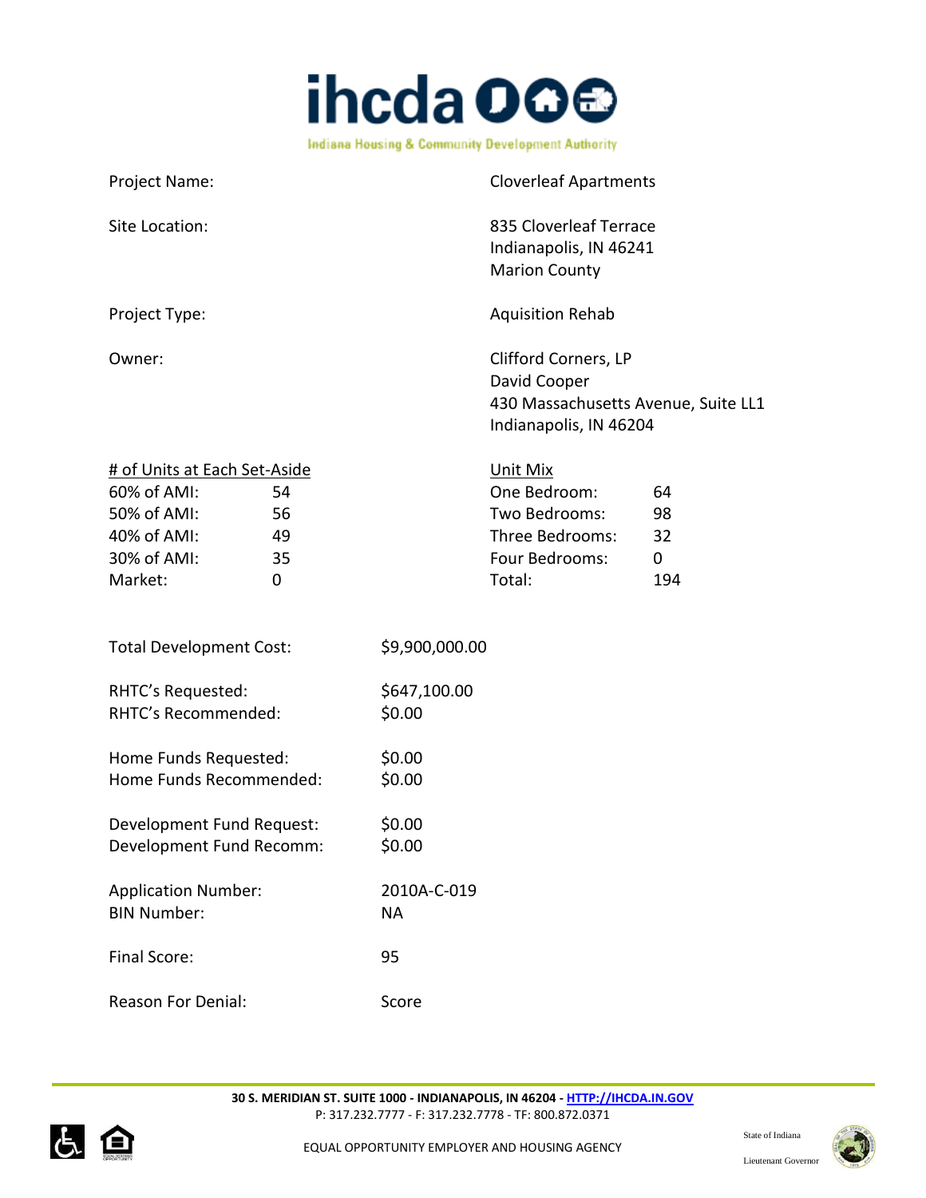Project Name: Cloverleaf Apartments

Site Location: 835 Cloverleaf Terrace
Indianapolis, IN 46241
Marion County

Project Type: Aquisition Rehab

Owner: Clifford Corners, LP
David Cooper
430 Massachusetts Avenue, Suite LL1
Indianapolis, IN 46204

| # of Units at Each Set-Aside | | Unit Mix | |
|---|---|---|---|
| 60% of AMI: | 54 | One Bedroom: | 64 |
| 50% of AMI: | 56 | Two Bedrooms: | 98 |
| 40% of AMI: | 49 | Three Bedrooms: | 32 |
| 30% of AMI: | 35 | Four Bedrooms: | 0 |
| Market: | 0 | Total: | 194 |

Total Development Cost: $9,900,000.00

RHTC's Requested: $647,100.00
RHTC's Recommended: $0.00

Home Funds Requested: $0.00
Home Funds Recommended: $0.00

Development Fund Request: $0.00
Development Fund Recomm: $0.00

Application Number: 2010A-C-019
BIN Number: NA

Final Score: 95

Reason For Denial: Score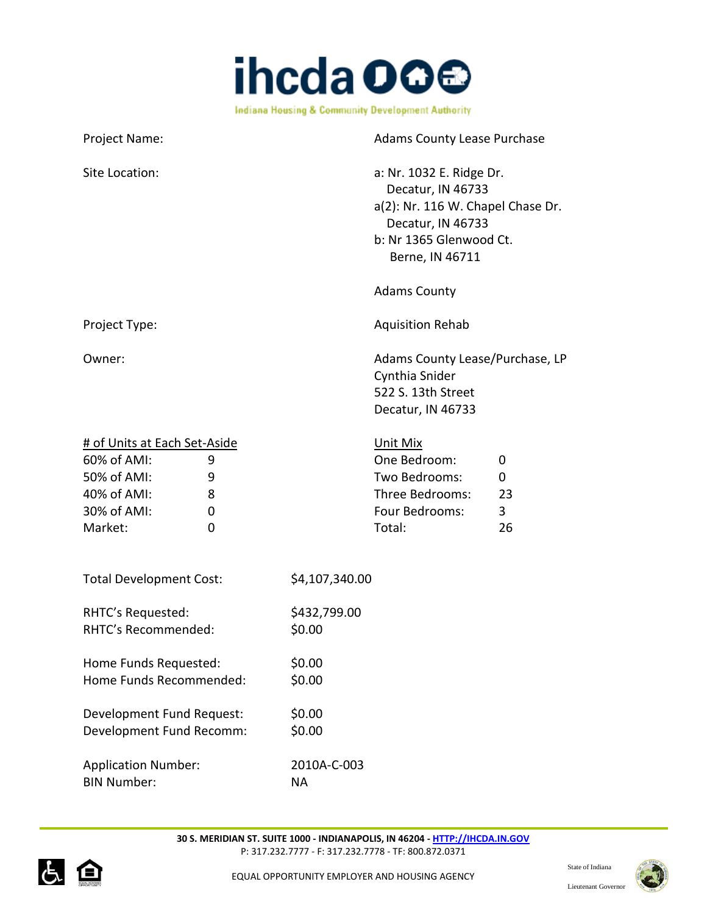Indiana Housing & Community Development Authority

| | |
|---|---|
| Project Name: | Adams County Lease Purchase |
| Site Location: | a: Nr. 1032 E. Ridge Dr.<br>Decatur, IN 46733<br>a(2): Nr. 116 W. Chapel Chase Dr.<br>Decatur, IN 46733<br>b: Nr 1365 Glenwood Ct.<br>Berne, IN 46711<br><br>Adams County |
| Project Type: | Aquisition Rehab |
| Owner: | Adams County Lease/Purchase, LP<br>Cynthia Snider<br>522 S. 13th Street<br>Decatur, IN 46733 |

| # of Units at Each Set-Aside | | Unit Mix | |
|---|---|---|---|
| 60% of AMI: | 9 | One Bedroom: | 0 |
| 50% of AMI: | 9 | Two Bedrooms: | 0 |
| 40% of AMI: | 8 | Three Bedrooms: | 23 |
| 30% of AMI: | 0 | Four Bedrooms: | 3 |
| Market: | 0 | Total: | 26 |

| | |
|---|---|
| Total Development Cost: | $4,107,340.00 |
| RHTC's Requested: | $432,799.00 |
| RHTC's Recommended: | $0.00 |
| Home Funds Requested: | $0.00 |
| Home Funds Recommended: | $0.00 |
| Development Fund Request: | $0.00 |
| Development Fund Recomm: | $0.00 |
| Application Number: | 2010A-C-003 |
| BIN Number: | NA |

30 S. MERIDIAN ST. SUITE 1000 - INDIANAPOLIS, IN 46204 - HTTP://IHCDA.IN.GOV
P: 317.232.7777 - F: 317.232.7778 - TF: 800.872.0371

EQUAL OPPORTUNITY EMPLOYER AND HOUSING AGENCY

State of Indiana
Lieutenant Governor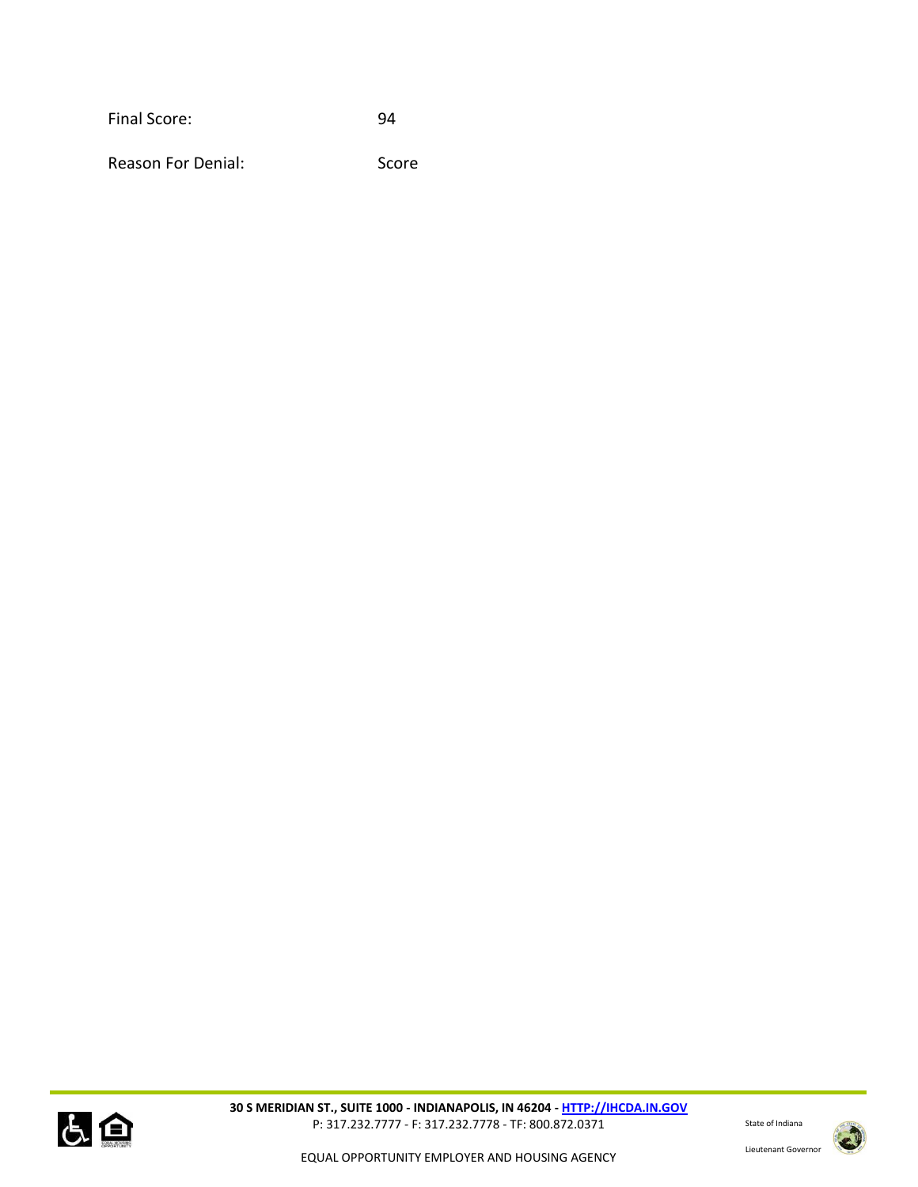| | |
|---|---|
| Final Score: | 94 |
| Reason For Denial: | Score |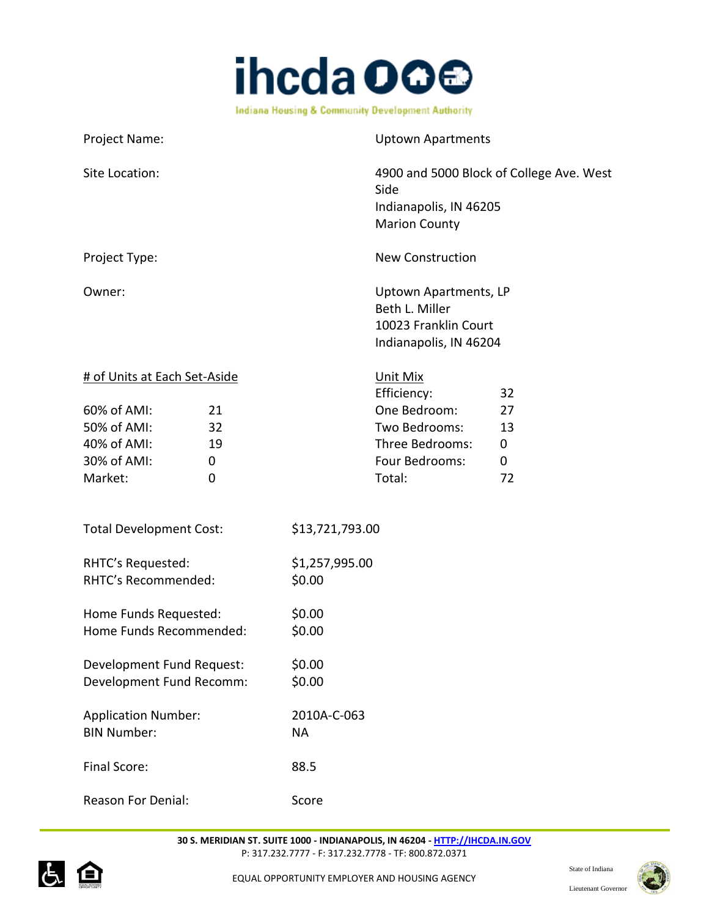Project Name: Uptown Apartments

Site Location: 4900 and 5000 Block of College Ave. West Side
Indianapolis, IN 46205
Marion County

Project Type: New Construction

Owner: Uptown Apartments, LP
Beth L. Miller
10023 Franklin Court
Indianapolis, IN 46204

| # of Units at Each Set-Aside | | Unit Mix | |
|---|---|---|---|
| | | Efficiency: | 32 |
| 60% of AMI: | 21 | One Bedroom: | 27 |
| 50% of AMI: | 32 | Two Bedrooms: | 13 |
| 40% of AMI: | 19 | Three Bedrooms: | 0 |
| 30% of AMI: | 0 | Four Bedrooms: | 0 |
| Market: | 0 | Total: | 72 |

Total Development Cost: $13,721,793.00

RHTC's Requested: $1,257,995.00
RHTC's Recommended: $0.00

Home Funds Requested: $0.00
Home Funds Recommended: $0.00

Development Fund Request: $0.00
Development Fund Recomm: $0.00

Application Number: 2010A-C-063
BIN Number: NA

Final Score: 88.5

Reason For Denial: Score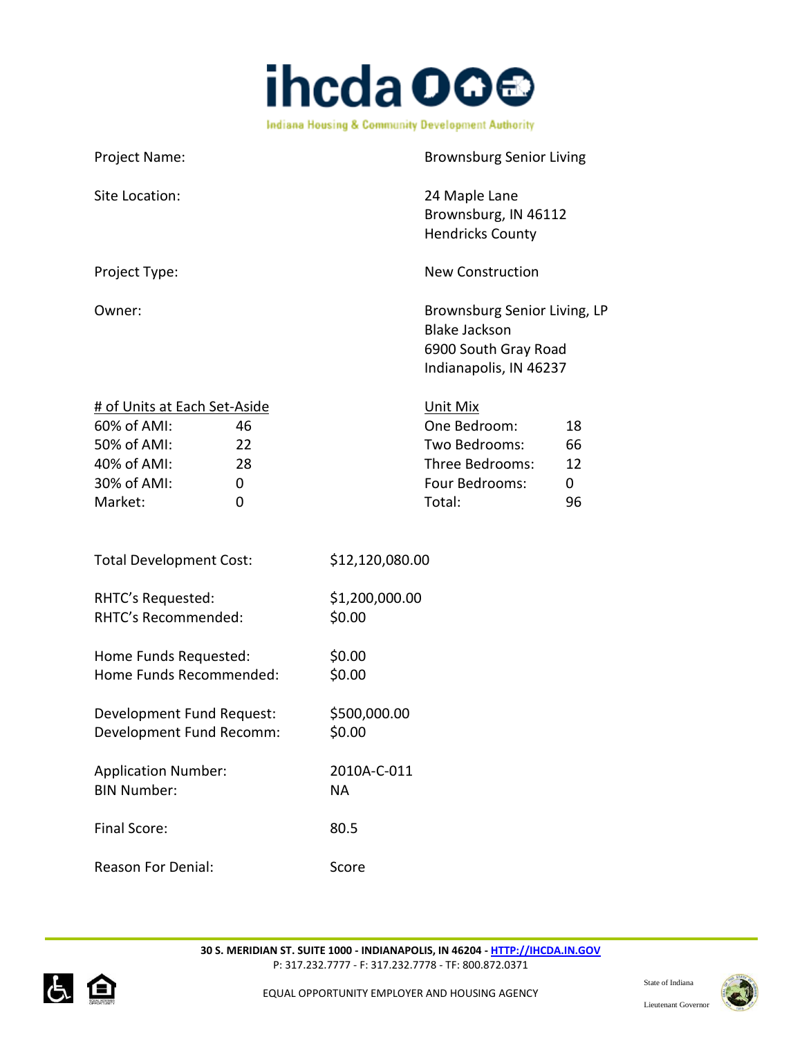**ihcda**

Indiana Housing & Community Development Authority

| | |
|---|---|
| Project Name: | Brownsburg Senior Living |
| Site Location: | 24 Maple Lane<br>Brownsburg, IN 46112<br>Hendricks County |
| Project Type: | New Construction |
| Owner: | Brownsburg Senior Living, LP<br>Blake Jackson<br>6900 South Gray Road<br>Indianapolis, IN 46237 |

| # of Units at Each Set-Aside | | Unit Mix | |
|---|---|---|---|
| 60% of AMI: | 46 | One Bedroom: | 18 |
| 50% of AMI: | 22 | Two Bedrooms: | 66 |
| 40% of AMI: | 28 | Three Bedrooms: | 12 |
| 30% of AMI: | 0 | Four Bedrooms: | 0 |
| Market: | 0 | Total: | 96 |

| | |
|---|---|
| Total Development Cost: | $12,120,080.00 |
| RHTC's Requested: | $1,200,000.00 |
| RHTC's Recommended: | $0.00 |
| Home Funds Requested: | $0.00 |
| Home Funds Recommended: | $0.00 |
| Development Fund Request: | $500,000.00 |
| Development Fund Recomm: | $0.00 |
| Application Number: | 2010A-C-011 |
| BIN Number: | NA |
| Final Score: | 80.5 |
| Reason For Denial: | Score |

**30 S. MERIDIAN ST. SUITE 1000 - INDIANAPOLIS, IN 46204 - HTTP://IHCDA.IN.GOV**
P: 317.232.7777 - F: 317.232.7778 - TF: 800.872.0371

EQUAL OPPORTUNITY EMPLOYER AND HOUSING AGENCY

State of Indiana
Lieutenant Governor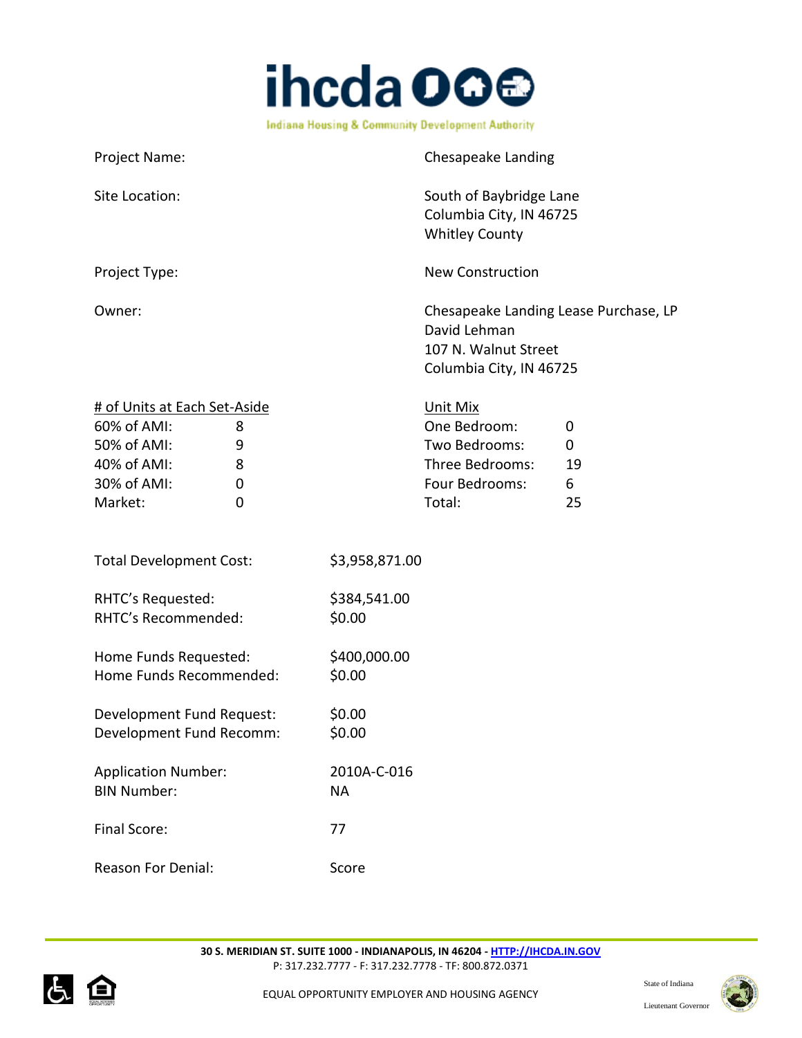Project Name: Chesapeake Landing

Site Location: South of Baybridge Lane
Columbia City, IN 46725
Whitley County

Project Type: New Construction

Owner: Chesapeake Landing Lease Purchase, LP
David Lehman
107 N. Walnut Street
Columbia City, IN 46725

| # of Units at Each Set-Aside | | Unit Mix | |
|---|---|---|---|
| 60% of AMI: | 8 | One Bedroom: | 0 |
| 50% of AMI: | 9 | Two Bedrooms: | 0 |
| 40% of AMI: | 8 | Three Bedrooms: | 19 |
| 30% of AMI: | 0 | Four Bedrooms: | 6 |
| Market: | 0 | Total: | 25 |

Total Development Cost: $3,958,871.00

RHTC's Requested: $384,541.00
RHTC's Recommended: $0.00

Home Funds Requested: $400,000.00
Home Funds Recommended: $0.00

Development Fund Request: $0.00
Development Fund Recomm: $0.00

Application Number: 2010A-C-016
BIN Number: NA

Final Score: 77

Reason For Denial: Score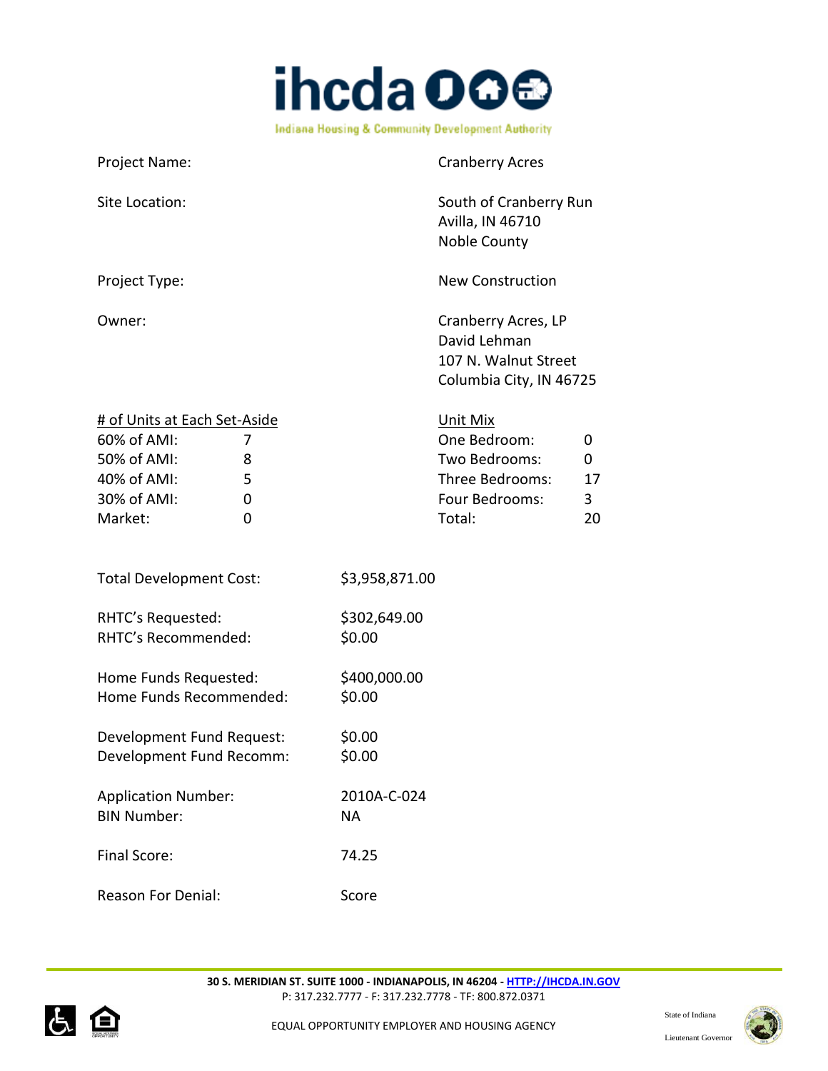**ihcda**

Indiana Housing & Community Development Authority

| | |
|---|---|
| Project Name: | Cranberry Acres |
| Site Location: | South of Cranberry Run<br>Avilla, IN 46710<br>Noble County |
| Project Type: | New Construction |
| Owner: | Cranberry Acres, LP<br>David Lehman<br>107 N. Walnut Street<br>Columbia City, IN 46725 |

| # of Units at Each Set-Aside | | Unit Mix | |
|---|---|---|---|
| 60% of AMI: | 7 | One Bedroom: | 0 |
| 50% of AMI: | 8 | Two Bedrooms: | 0 |
| 40% of AMI: | 5 | Three Bedrooms: | 17 |
| 30% of AMI: | 0 | Four Bedrooms: | 3 |
| Market: | 0 | Total: | 20 |

| | |
|---|---|
| Total Development Cost: | $3,958,871.00 |
| RHTC's Requested: | $302,649.00 |
| RHTC's Recommended: | $0.00 |
| Home Funds Requested: | $400,000.00 |
| Home Funds Recommended: | $0.00 |
| Development Fund Request: | $0.00 |
| Development Fund Recomm: | $0.00 |
| Application Number: | 2010A-C-024 |
| BIN Number: | NA |
| Final Score: | 74.25 |
| Reason For Denial: | Score |

**30 S. MERIDIAN ST. SUITE 1000 - INDIANAPOLIS, IN 46204 - HTTP://IHCDA.IN.GOV**
P: 317.232.7777 - F: 317.232.7778 - TF: 800.872.0371

EQUAL OPPORTUNITY EMPLOYER AND HOUSING AGENCY

State of Indiana

Lieutenant Governor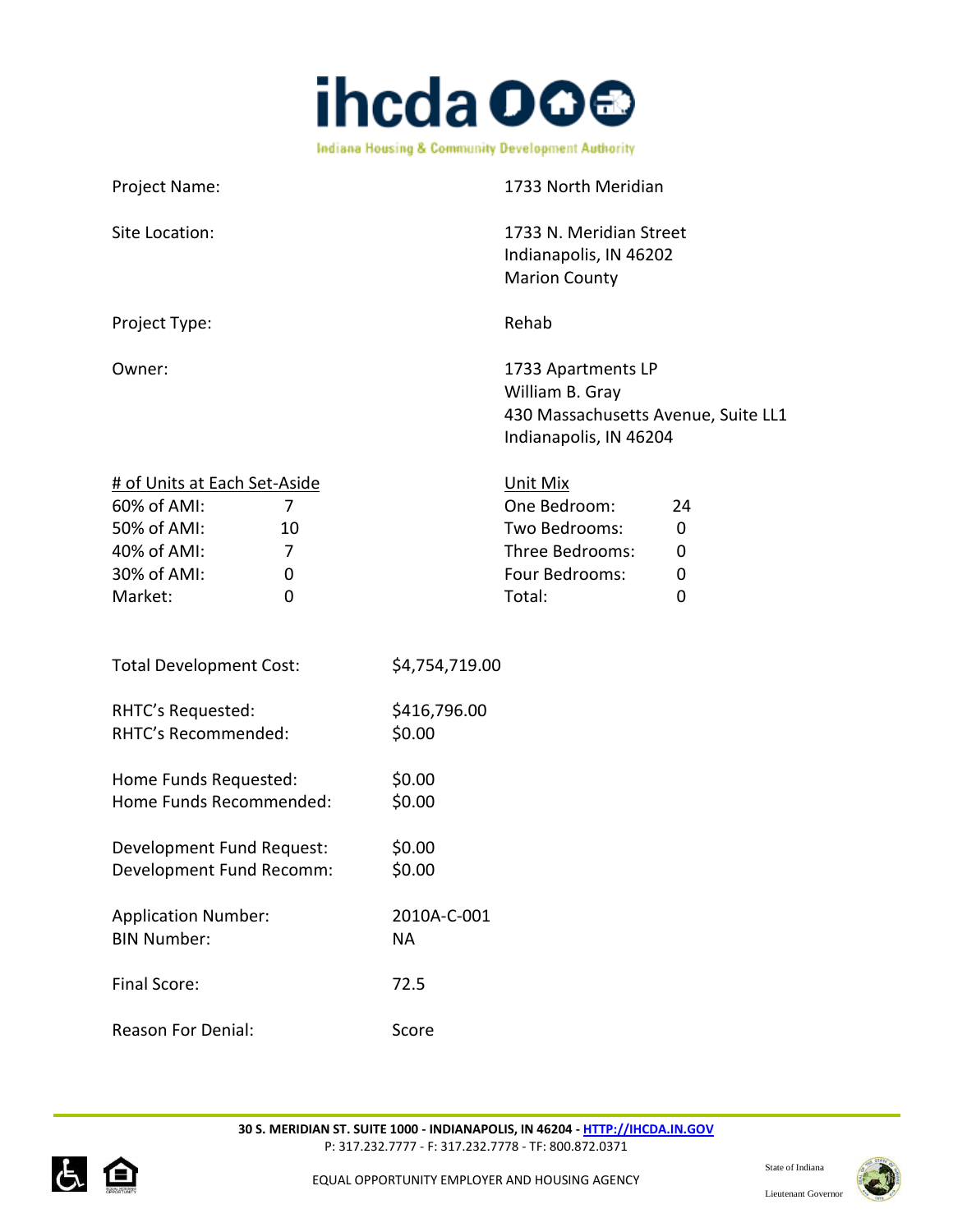Project Name: 1733 North Meridian

Site Location: 1733 N. Meridian Street
Indianapolis, IN 46202
Marion County

Project Type: Rehab

Owner: 1733 Apartments LP
William B. Gray
430 Massachusetts Avenue, Suite LL1
Indianapolis, IN 46204

| # of Units at Each Set-Aside | | Unit Mix | |
|---|---|---|---|
| 60% of AMI: | 7 | One Bedroom: | 24 |
| 50% of AMI: | 10 | Two Bedrooms: | 0 |
| 40% of AMI: | 7 | Three Bedrooms: | 0 |
| 30% of AMI: | 0 | Four Bedrooms: | 0 |
| Market: | 0 | Total: | 0 |

Total Development Cost: $4,754,719.00

RHTC's Requested: $416,796.00
RHTC's Recommended: $0.00

Home Funds Requested: $0.00
Home Funds Recommended: $0.00

Development Fund Request: $0.00
Development Fund Recomm: $0.00

Application Number: 2010A-C-001
BIN Number: NA

Final Score: 72.5

Reason For Denial: Score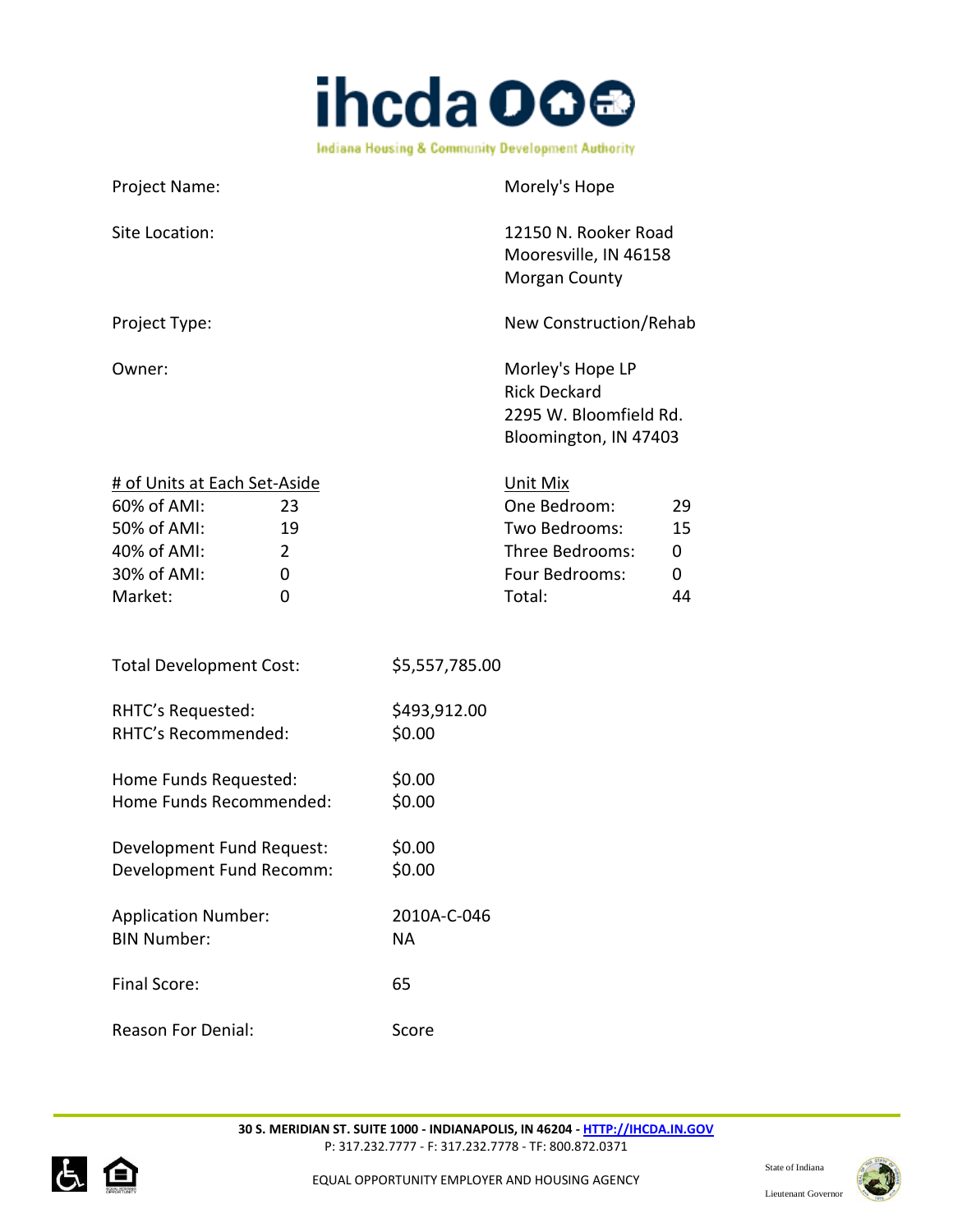| | |
|---|---|
| Project Name: | Morely's Hope |
| Site Location: | 12150 N. Rooker Road<br>Mooresville, IN 46158<br>Morgan County |
| Project Type: | New Construction/Rehab |
| Owner: | Morley's Hope LP<br>Rick Deckard<br>2295 W. Bloomfield Rd.<br>Bloomington, IN 47403 |

| # of Units at Each Set-Aside | | Unit Mix | |
|---|---|---|---|
| 60% of AMI: | 23 | One Bedroom: | 29 |
| 50% of AMI: | 19 | Two Bedrooms: | 15 |
| 40% of AMI: | 2 | Three Bedrooms: | 0 |
| 30% of AMI: | 0 | Four Bedrooms: | 0 |
| Market: | 0 | Total: | 44 |

| | |
|---|---|
| Total Development Cost: | $5,557,785.00 |
| RHTC's Requested: | $493,912.00 |
| RHTC's Recommended: | $0.00 |
| Home Funds Requested: | $0.00 |
| Home Funds Recommended: | $0.00 |
| Development Fund Request: | $0.00 |
| Development Fund Recomm: | $0.00 |
| Application Number: | 2010A-C-046 |
| BIN Number: | NA |
| Final Score: | 65 |
| Reason For Denial: | Score |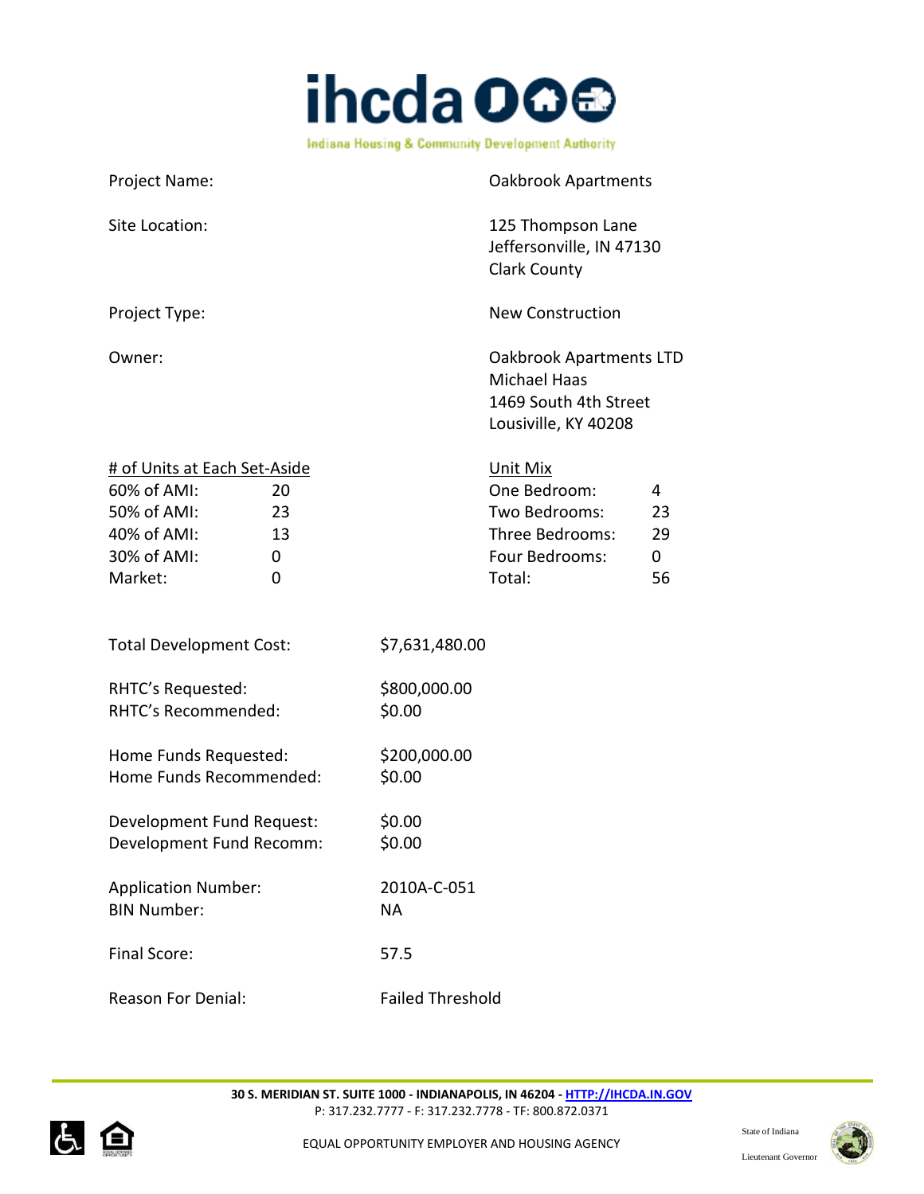Project Name: Oakbrook Apartments

Site Location: 125 Thompson Lane
Jeffersonville, IN 47130
Clark County

Project Type: New Construction

Owner: Oakbrook Apartments LTD
Michael Haas
1469 South 4th Street
Lousiville, KY 40208

| # of Units at Each Set-Aside | | Unit Mix | |
|---|---|---|---|
| 60% of AMI: | 20 | One Bedroom: | 4 |
| 50% of AMI: | 23 | Two Bedrooms: | 23 |
| 40% of AMI: | 13 | Three Bedrooms: | 29 |
| 30% of AMI: | 0 | Four Bedrooms: | 0 |
| Market: | 0 | Total: | 56 |

Total Development Cost: $7,631,480.00

RHTC's Requested: $800,000.00
RHTC's Recommended: $0.00

Home Funds Requested: $200,000.00
Home Funds Recommended: $0.00

Development Fund Request: $0.00
Development Fund Recomm: $0.00

Application Number: 2010A-C-051
BIN Number: NA

Final Score: 57.5

Reason For Denial: Failed Threshold